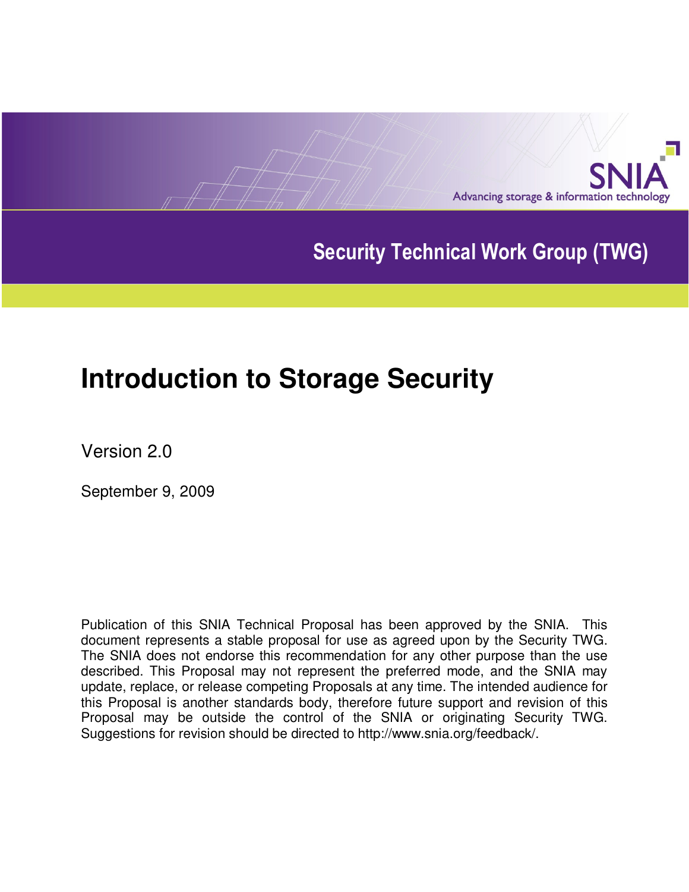SNIA

Advancing storage & information technology

Security Technical Work Group (TWG)

# Introduction to Storage Security

Version 2.0

September 9, 2009

Publication of this SNIA Technical Proposal has been approved by the SNIA. This document represents a stable proposal for use as agreed upon by the Security TWG. The SNIA does not endorse this recommendation for any other purpose than the use described. This Proposal may not represent the preferred mode, and the SNIA may update, replace, or release competing Proposals at any time. The intended audience for this Proposal is another standards body, therefore future support and revision of this Proposal may be outside the control of the SNIA or originating Security TWG. Suggestions for revision should be directed to http://www.snia.org/feedback/.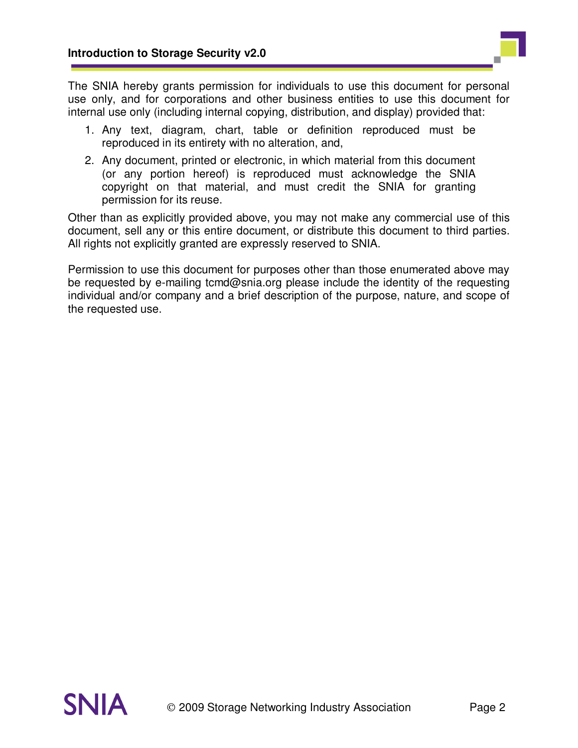The SNIA hereby grants permission for individuals to use this document for personal use only, and for corporations and other business entities to use this document for internal use only (including internal copying, distribution, and display) provided that:

1. Any text, diagram, chart, table or definition reproduced must be reproduced in its entirety with no alteration, and,
2. Any document, printed or electronic, in which material from this document (or any portion hereof) is reproduced must acknowledge the SNIA copyright on that material, and must credit the SNIA for granting permission for its reuse.

Other than as explicitly provided above, you may not make any commercial use of this document, sell any or this entire document, or distribute this document to third parties. All rights not explicitly granted are expressly reserved to SNIA.

Permission to use this document for purposes other than those enumerated above may be requested by e-mailing tcmd@snia.org please include the identity of the requesting individual and/or company and a brief description of the purpose, nature, and scope of the requested use.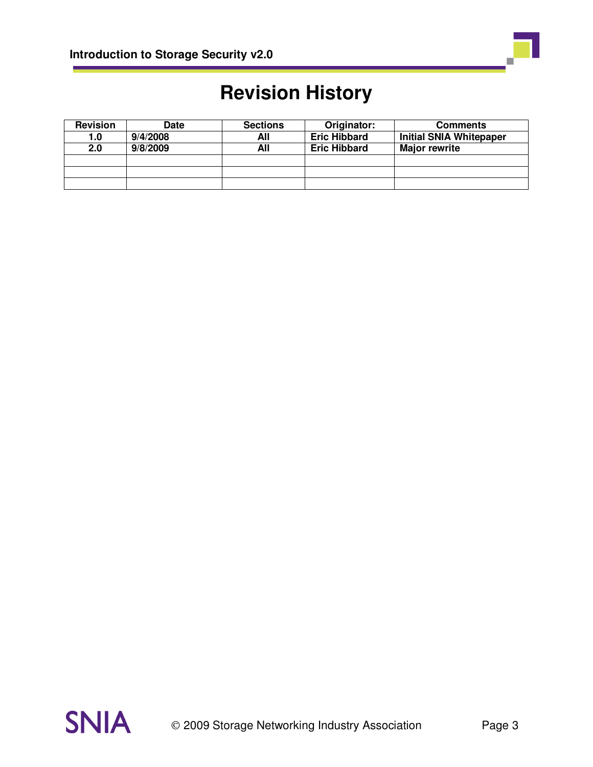# Revision History

| Revision | Date | Sections | Originator: | Comments |
|---|---|---|---|---|
| **1.0** | **9/4/2008** | **All** | **Eric Hibbard** | **Initial SNIA Whitepaper** |
| **2.0** | **9/8/2009** | **All** | **Eric Hibbard** | **Major rewrite** |
| | | | | |
| | | | | |
| | | | | |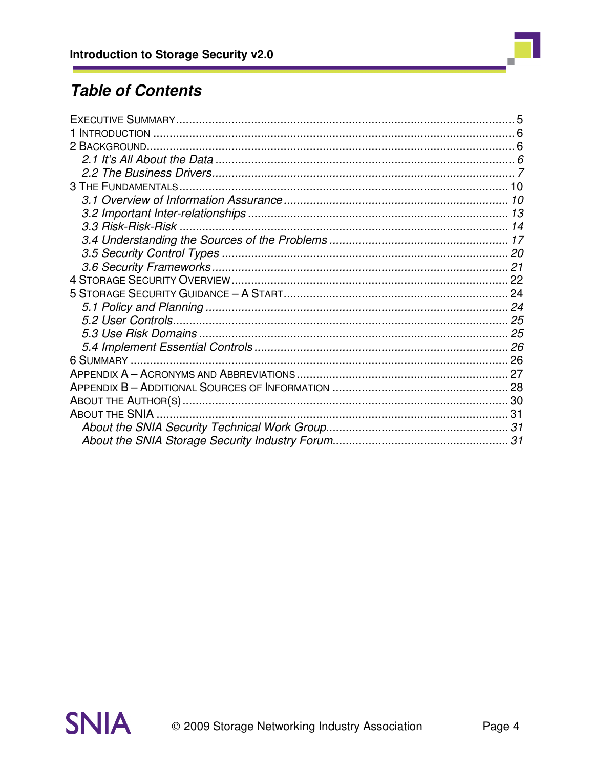## Table of Contents

- EXECUTIVE SUMMARY ........................................ 5
- 1 INTRODUCTION ........................................ 6
- 2 BACKGROUND ........................................ 6
  - *2.1 It's All About the Data ........................................ 6*
  - *2.2 The Business Drivers ........................................ 7*
- 3 THE FUNDAMENTALS ........................................ 10
  - *3.1 Overview of Information Assurance ........................................ 10*
  - *3.2 Important Inter-relationships ........................................ 13*
  - *3.3 Risk-Risk-Risk ........................................ 14*
  - *3.4 Understanding the Sources of the Problems ........................................ 17*
  - *3.5 Security Control Types ........................................ 20*
  - *3.6 Security Frameworks ........................................ 21*
- 4 STORAGE SECURITY OVERVIEW ........................................ 22
- 5 STORAGE SECURITY GUIDANCE – A START ........................................ 24
  - *5.1 Policy and Planning ........................................ 24*
  - *5.2 User Controls ........................................ 25*
  - *5.3 Use Risk Domains ........................................ 25*
  - *5.4 Implement Essential Controls ........................................ 26*
- 6 SUMMARY ........................................ 26
- APPENDIX A – ACRONYMS AND ABBREVIATIONS ........................................ 27
- APPENDIX B – ADDITIONAL SOURCES OF INFORMATION ........................................ 28
- ABOUT THE AUTHOR(S) ........................................ 30
- ABOUT THE SNIA ........................................ 31
  - *About the SNIA Security Technical Work Group ........................................ 31*
  - *About the SNIA Storage Security Industry Forum ........................................ 31*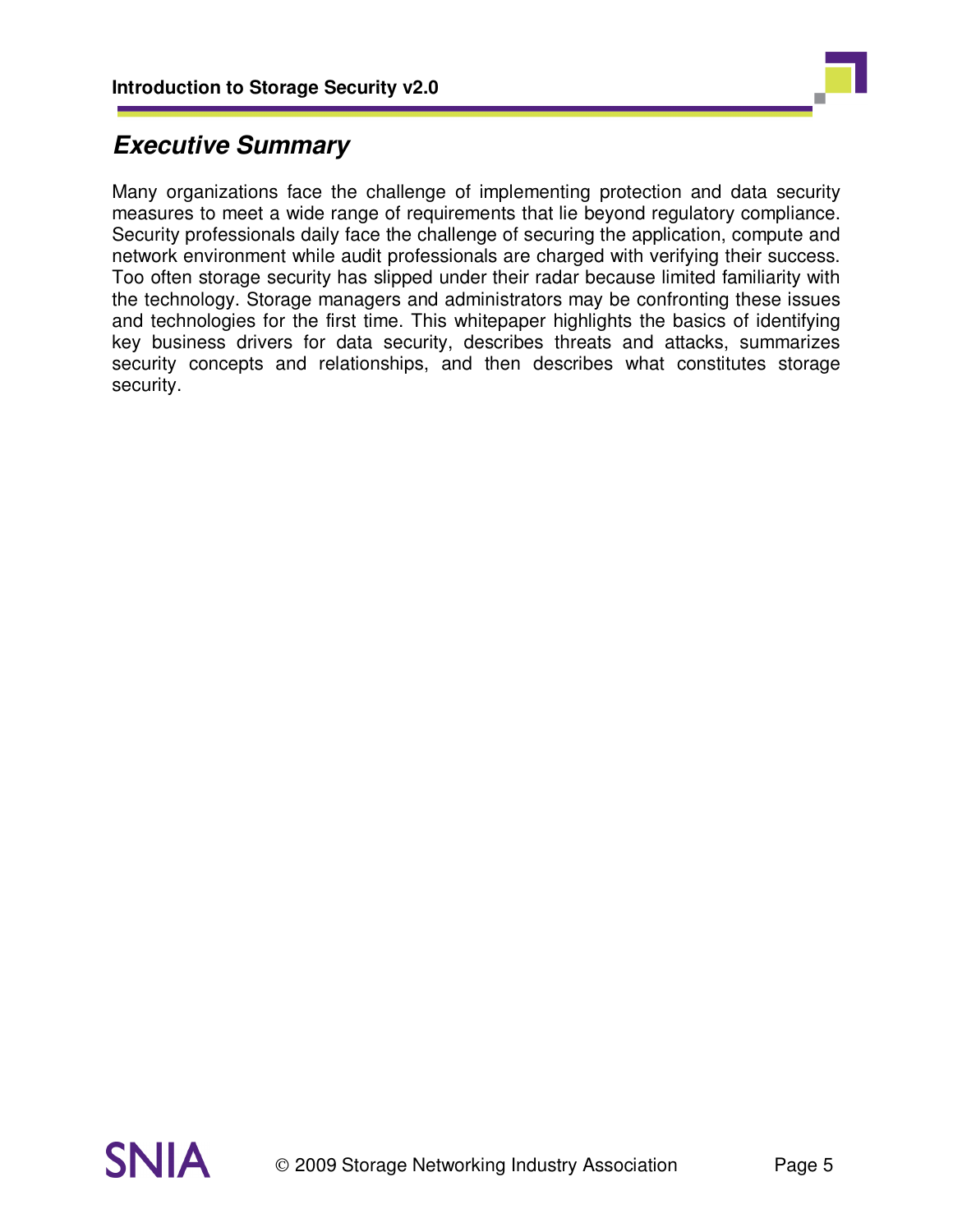## *Executive Summary*

Many organizations face the challenge of implementing protection and data security measures to meet a wide range of requirements that lie beyond regulatory compliance. Security professionals daily face the challenge of securing the application, compute and network environment while audit professionals are charged with verifying their success. Too often storage security has slipped under their radar because limited familiarity with the technology. Storage managers and administrators may be confronting these issues and technologies for the first time. This whitepaper highlights the basics of identifying key business drivers for data security, describes threats and attacks, summarizes security concepts and relationships, and then describes what constitutes storage security.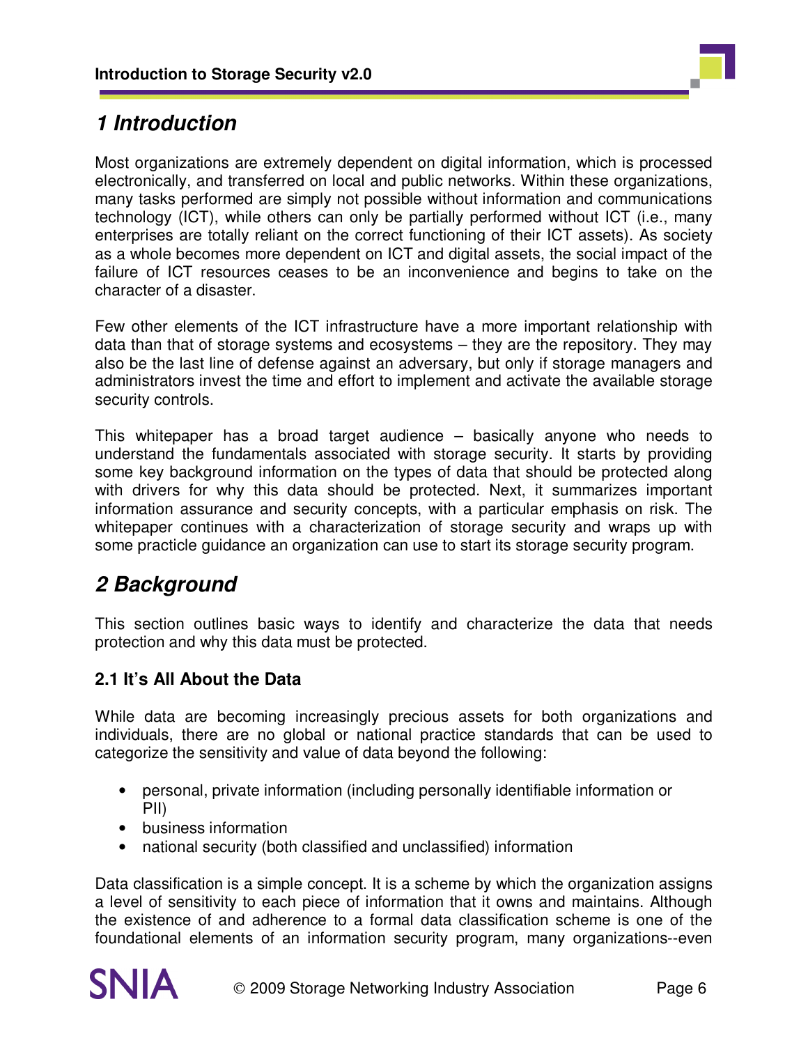# 1 Introduction

Most organizations are extremely dependent on digital information, which is processed electronically, and transferred on local and public networks. Within these organizations, many tasks performed are simply not possible without information and communications technology (ICT), while others can only be partially performed without ICT (i.e., many enterprises are totally reliant on the correct functioning of their ICT assets). As society as a whole becomes more dependent on ICT and digital assets, the social impact of the failure of ICT resources ceases to be an inconvenience and begins to take on the character of a disaster.

Few other elements of the ICT infrastructure have a more important relationship with data than that of storage systems and ecosystems – they are the repository. They may also be the last line of defense against an adversary, but only if storage managers and administrators invest the time and effort to implement and activate the available storage security controls.

This whitepaper has a broad target audience – basically anyone who needs to understand the fundamentals associated with storage security. It starts by providing some key background information on the types of data that should be protected along with drivers for why this data should be protected. Next, it summarizes important information assurance and security concepts, with a particular emphasis on risk. The whitepaper continues with a characterization of storage security and wraps up with some practicle guidance an organization can use to start its storage security program.

# 2 Background

This section outlines basic ways to identify and characterize the data that needs protection and why this data must be protected.

## 2.1 It's All About the Data

While data are becoming increasingly precious assets for both organizations and individuals, there are no global or national practice standards that can be used to categorize the sensitivity and value of data beyond the following:

- personal, private information (including personally identifiable information or PII)
- business information
- national security (both classified and unclassified) information

Data classification is a simple concept. It is a scheme by which the organization assigns a level of sensitivity to each piece of information that it owns and maintains. Although the existence of and adherence to a formal data classification scheme is one of the foundational elements of an information security program, many organizations--even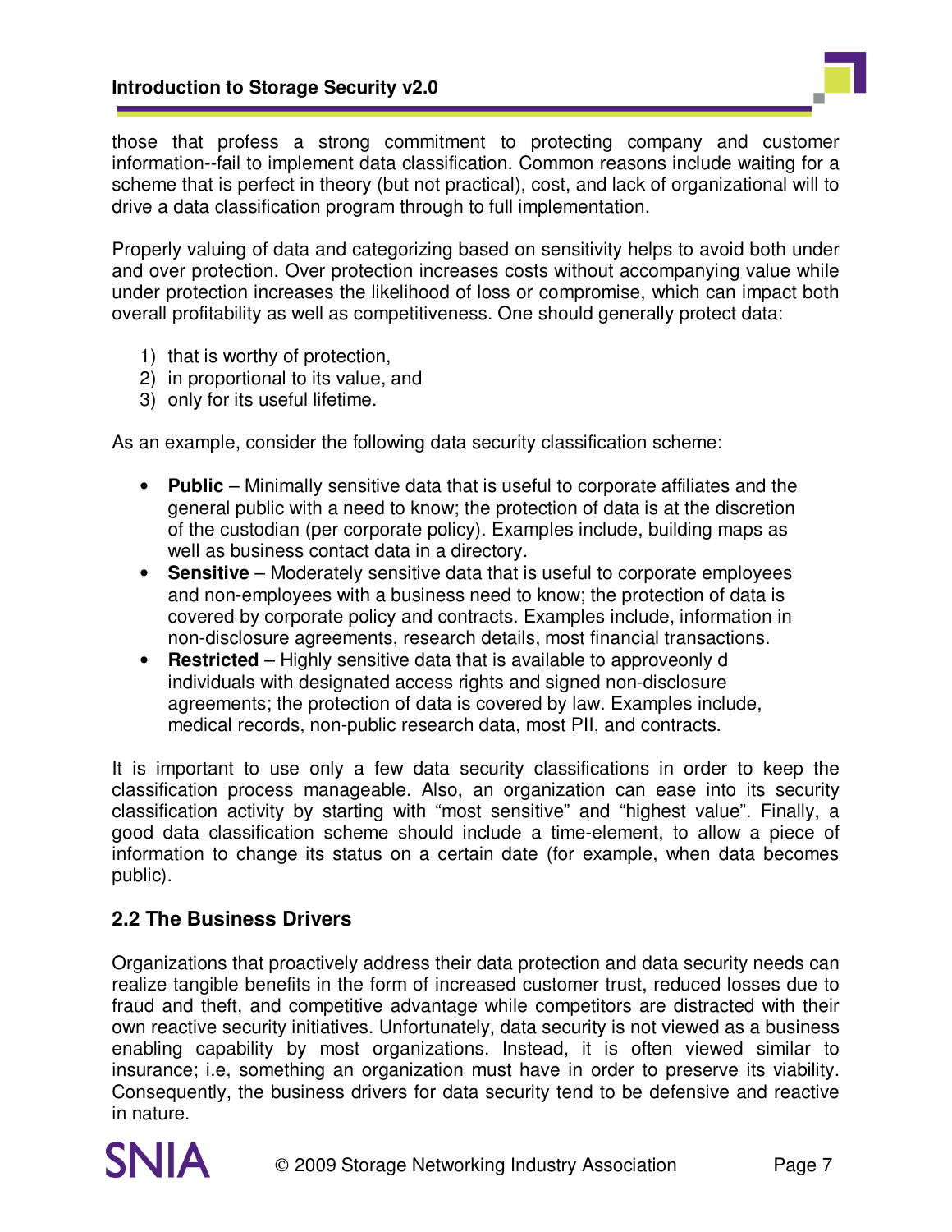those that profess a strong commitment to protecting company and customer information--fail to implement data classification. Common reasons include waiting for a scheme that is perfect in theory (but not practical), cost, and lack of organizational will to drive a data classification program through to full implementation.

Properly valuing of data and categorizing based on sensitivity helps to avoid both under and over protection. Over protection increases costs without accompanying value while under protection increases the likelihood of loss or compromise, which can impact both overall profitability as well as competitiveness. One should generally protect data:

1) that is worthy of protection,
2) in proportional to its value, and
3) only for its useful lifetime.

As an example, consider the following data security classification scheme:

- **Public** – Minimally sensitive data that is useful to corporate affiliates and the general public with a need to know; the protection of data is at the discretion of the custodian (per corporate policy). Examples include, building maps as well as business contact data in a directory.
- **Sensitive** – Moderately sensitive data that is useful to corporate employees and non-employees with a business need to know; the protection of data is covered by corporate policy and contracts. Examples include, information in non-disclosure agreements, research details, most financial transactions.
- **Restricted** – Highly sensitive data that is available to approveonly d individuals with designated access rights and signed non-disclosure agreements; the protection of data is covered by law. Examples include, medical records, non-public research data, most PII, and contracts.

It is important to use only a few data security classifications in order to keep the classification process manageable. Also, an organization can ease into its security classification activity by starting with "most sensitive" and "highest value". Finally, a good data classification scheme should include a time-element, to allow a piece of information to change its status on a certain date (for example, when data becomes public).

## 2.2 The Business Drivers

Organizations that proactively address their data protection and data security needs can realize tangible benefits in the form of increased customer trust, reduced losses due to fraud and theft, and competitive advantage while competitors are distracted with their own reactive security initiatives. Unfortunately, data security is not viewed as a business enabling capability by most organizations. Instead, it is often viewed similar to insurance; i.e, something an organization must have in order to preserve its viability. Consequently, the business drivers for data security tend to be defensive and reactive in nature.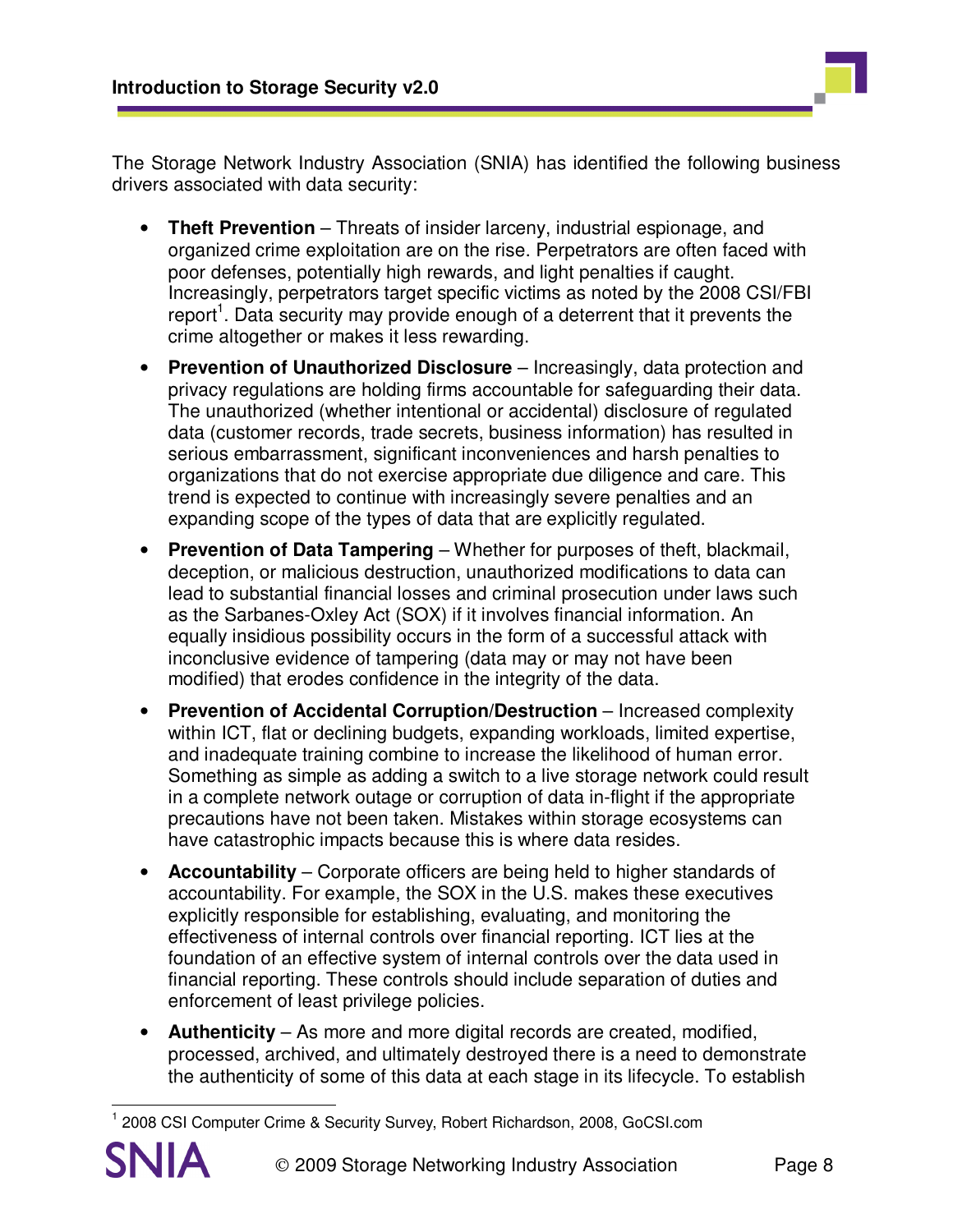The Storage Network Industry Association (SNIA) has identified the following business drivers associated with data security:

- **Theft Prevention** – Threats of insider larceny, industrial espionage, and organized crime exploitation are on the rise. Perpetrators are often faced with poor defenses, potentially high rewards, and light penalties if caught. Increasingly, perpetrators target specific victims as noted by the 2008 CSI/FBI report[1]. Data security may provide enough of a deterrent that it prevents the crime altogether or makes it less rewarding.
- **Prevention of Unauthorized Disclosure** – Increasingly, data protection and privacy regulations are holding firms accountable for safeguarding their data. The unauthorized (whether intentional or accidental) disclosure of regulated data (customer records, trade secrets, business information) has resulted in serious embarrassment, significant inconveniences and harsh penalties to organizations that do not exercise appropriate due diligence and care. This trend is expected to continue with increasingly severe penalties and an expanding scope of the types of data that are explicitly regulated.
- **Prevention of Data Tampering** – Whether for purposes of theft, blackmail, deception, or malicious destruction, unauthorized modifications to data can lead to substantial financial losses and criminal prosecution under laws such as the Sarbanes-Oxley Act (SOX) if it involves financial information. An equally insidious possibility occurs in the form of a successful attack with inconclusive evidence of tampering (data may or may not have been modified) that erodes confidence in the integrity of the data.
- **Prevention of Accidental Corruption/Destruction** – Increased complexity within ICT, flat or declining budgets, expanding workloads, limited expertise, and inadequate training combine to increase the likelihood of human error. Something as simple as adding a switch to a live storage network could result in a complete network outage or corruption of data in-flight if the appropriate precautions have not been taken. Mistakes within storage ecosystems can have catastrophic impacts because this is where data resides.
- **Accountability** – Corporate officers are being held to higher standards of accountability. For example, the SOX in the U.S. makes these executives explicitly responsible for establishing, evaluating, and monitoring the effectiveness of internal controls over financial reporting. ICT lies at the foundation of an effective system of internal controls over the data used in financial reporting. These controls should include separation of duties and enforcement of least privilege policies.
- **Authenticity** – As more and more digital records are created, modified, processed, archived, and ultimately destroyed there is a need to demonstrate the authenticity of some of this data at each stage in its lifecycle. To establish

[1] 2008 CSI Computer Crime & Security Survey, Robert Richardson, 2008, GoCSI.com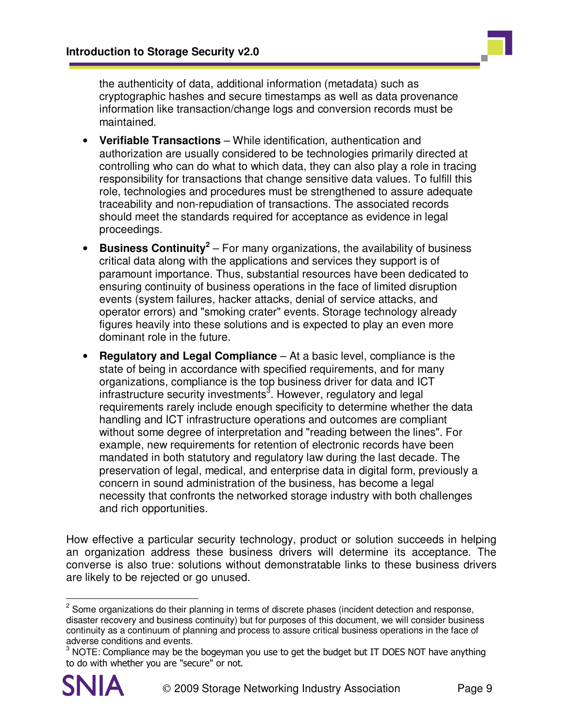the authenticity of data, additional information (metadata) such as cryptographic hashes and secure timestamps as well as data provenance information like transaction/change logs and conversion records must be maintained.

- **Verifiable Transactions** – While identification, authentication and authorization are usually considered to be technologies primarily directed at controlling who can do what to which data, they can also play a role in tracing responsibility for transactions that change sensitive data values. To fulfill this role, technologies and procedures must be strengthened to assure adequate traceability and non-repudiation of transactions. The associated records should meet the standards required for acceptance as evidence in legal proceedings.
- **Business Continuity**[2] – For many organizations, the availability of business critical data along with the applications and services they support is of paramount importance. Thus, substantial resources have been dedicated to ensuring continuity of business operations in the face of limited disruption events (system failures, hacker attacks, denial of service attacks, and operator errors) and "smoking crater" events. Storage technology already figures heavily into these solutions and is expected to play an even more dominant role in the future.
- **Regulatory and Legal Compliance** – At a basic level, compliance is the state of being in accordance with specified requirements, and for many organizations, compliance is the top business driver for data and ICT infrastructure security investments[3]. However, regulatory and legal requirements rarely include enough specificity to determine whether the data handling and ICT infrastructure operations and outcomes are compliant without some degree of interpretation and "reading between the lines". For example, new requirements for retention of electronic records have been mandated in both statutory and regulatory law during the last decade. The preservation of legal, medical, and enterprise data in digital form, previously a concern in sound administration of the business, has become a legal necessity that confronts the networked storage industry with both challenges and rich opportunities.

How effective a particular security technology, product or solution succeeds in helping an organization address these business drivers will determine its acceptance. The converse is also true: solutions without demonstratable links to these business drivers are likely to be rejected or go unused.

---

[2] Some organizations do their planning in terms of discrete phases (incident detection and response, disaster recovery and business continuity) but for purposes of this document, we will consider business continuity as a continuum of planning and process to assure critical business operations in the face of adverse conditions and events.

[3] NOTE: Compliance may be the bogeyman you use to get the budget but IT DOES NOT have anything to do with whether you are "secure" or not.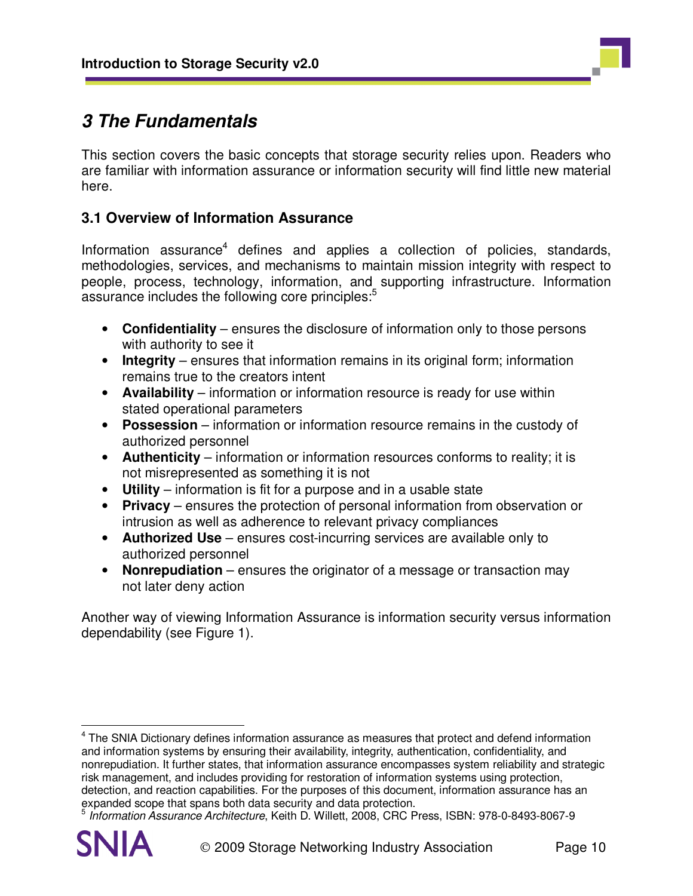# 3 The Fundamentals

This section covers the basic concepts that storage security relies upon. Readers who are familiar with information assurance or information security will find little new material here.

## 3.1 Overview of Information Assurance

Information assurance[4] defines and applies a collection of policies, standards, methodologies, services, and mechanisms to maintain mission integrity with respect to people, process, technology, information, and supporting infrastructure. Information assurance includes the following core principles:[5]

- **Confidentiality** – ensures the disclosure of information only to those persons with authority to see it
- **Integrity** – ensures that information remains in its original form; information remains true to the creators intent
- **Availability** – information or information resource is ready for use within stated operational parameters
- **Possession** – information or information resource remains in the custody of authorized personnel
- **Authenticity** – information or information resources conforms to reality; it is not misrepresented as something it is not
- **Utility** – information is fit for a purpose and in a usable state
- **Privacy** – ensures the protection of personal information from observation or intrusion as well as adherence to relevant privacy compliances
- **Authorized Use** – ensures cost-incurring services are available only to authorized personnel
- **Nonrepudiation** – ensures the originator of a message or transaction may not later deny action

Another way of viewing Information Assurance is information security versus information dependability (see Figure 1).

---

[4] The SNIA Dictionary defines information assurance as measures that protect and defend information and information systems by ensuring their availability, integrity, authentication, confidentiality, and nonrepudiation. It further states, that information assurance encompasses system reliability and strategic risk management, and includes providing for restoration of information systems using protection, detection, and reaction capabilities. For the purposes of this document, information assurance has an expanded scope that spans both data security and data protection.

[5] *Information Assurance Architecture*, Keith D. Willett, 2008, CRC Press, ISBN: 978-0-8493-8067-9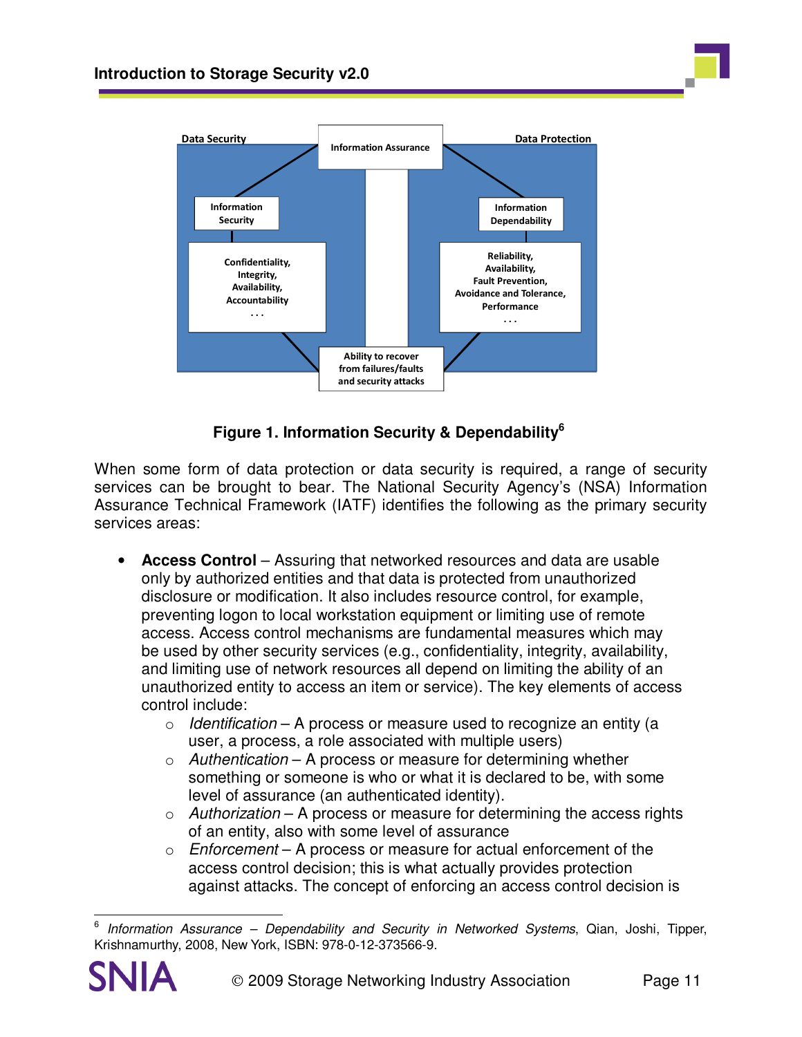Data Security

Information Assurance

Data Protection

Information Security

Information Dependability

Confidentiality, Integrity, Availability, Accountability . . .

Reliability, Availability, Fault Prevention, Avoidance and Tolerance, Performance . . .

Ability to recover from failures/faults and security attacks

**Figure 1. Information Security & Dependability[6]**

When some form of data protection or data security is required, a range of security services can be brought to bear. The National Security Agency's (NSA) Information Assurance Technical Framework (IATF) identifies the following as the primary security services areas:

- **Access Control** – Assuring that networked resources and data are usable only by authorized entities and that data is protected from unauthorized disclosure or modification. It also includes resource control, for example, preventing logon to local workstation equipment or limiting use of remote access. Access control mechanisms are fundamental measures which may be used by other security services (e.g., confidentiality, integrity, availability, and limiting use of network resources all depend on limiting the ability of an unauthorized entity to access an item or service). The key elements of access control include:
    - *Identification* – A process or measure used to recognize an entity (a user, a process, a role associated with multiple users)
    - *Authentication* – A process or measure for determining whether something or someone is who or what it is declared to be, with some level of assurance (an authenticated identity).
    - *Authorization* – A process or measure for determining the access rights of an entity, also with some level of assurance
    - *Enforcement* – A process or measure for actual enforcement of the access control decision; this is what actually provides protection against attacks. The concept of enforcing an access control decision is

[6] *Information Assurance – Dependability and Security in Networked Systems*, Qian, Joshi, Tipper, Krishnamurthy, 2008, New York, ISBN: 978-0-12-373566-9.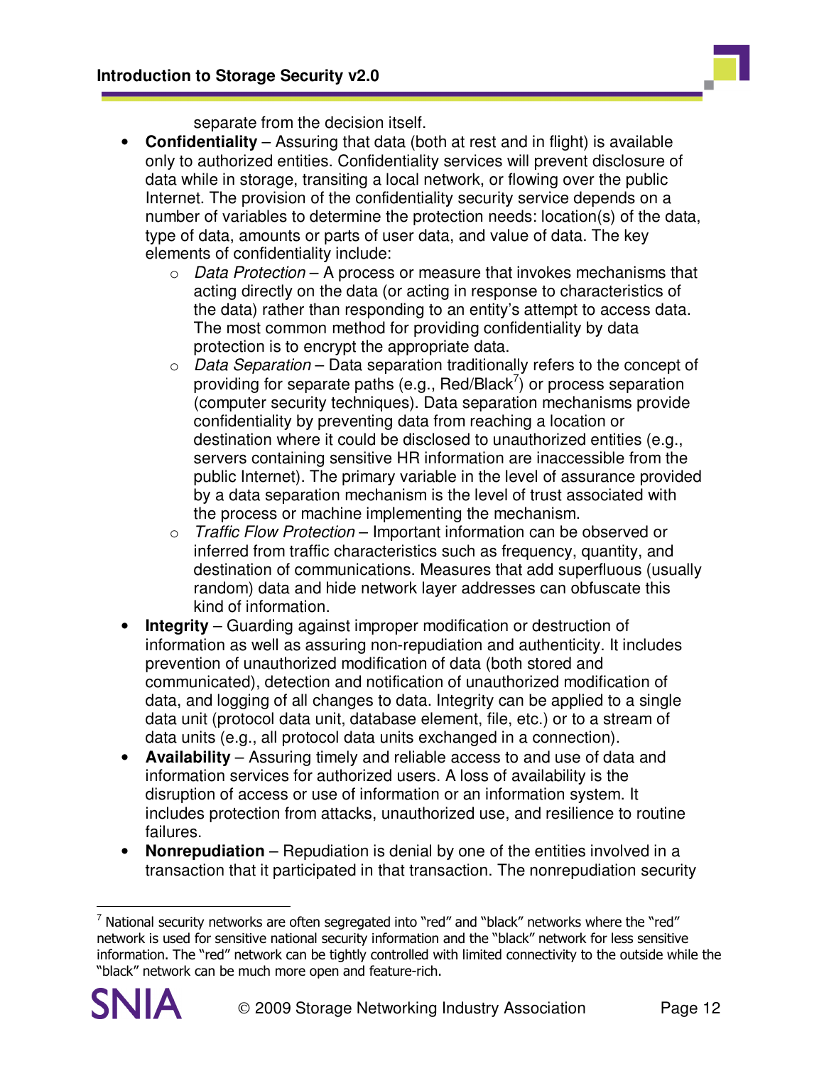separate from the decision itself.

- **Confidentiality** – Assuring that data (both at rest and in flight) is available only to authorized entities. Confidentiality services will prevent disclosure of data while in storage, transiting a local network, or flowing over the public Internet. The provision of the confidentiality security service depends on a number of variables to determine the protection needs: location(s) of the data, type of data, amounts or parts of user data, and value of data. The key elements of confidentiality include:
    - *Data Protection* – A process or measure that invokes mechanisms that acting directly on the data (or acting in response to characteristics of the data) rather than responding to an entity's attempt to access data. The most common method for providing confidentiality by data protection is to encrypt the appropriate data.
    - *Data Separation* – Data separation traditionally refers to the concept of providing for separate paths (e.g., Red/Black[7]) or process separation (computer security techniques). Data separation mechanisms provide confidentiality by preventing data from reaching a location or destination where it could be disclosed to unauthorized entities (e.g., servers containing sensitive HR information are inaccessible from the public Internet). The primary variable in the level of assurance provided by a data separation mechanism is the level of trust associated with the process or machine implementing the mechanism.
    - *Traffic Flow Protection* – Important information can be observed or inferred from traffic characteristics such as frequency, quantity, and destination of communications. Measures that add superfluous (usually random) data and hide network layer addresses can obfuscate this kind of information.
- **Integrity** – Guarding against improper modification or destruction of information as well as assuring non-repudiation and authenticity. It includes prevention of unauthorized modification of data (both stored and communicated), detection and notification of unauthorized modification of data, and logging of all changes to data. Integrity can be applied to a single data unit (protocol data unit, database element, file, etc.) or to a stream of data units (e.g., all protocol data units exchanged in a connection).
- **Availability** – Assuring timely and reliable access to and use of data and information services for authorized users. A loss of availability is the disruption of access or use of information or an information system. It includes protection from attacks, unauthorized use, and resilience to routine failures.
- **Nonrepudiation** – Repudiation is denial by one of the entities involved in a transaction that it participated in that transaction. The nonrepudiation security

---

[7] National security networks are often segregated into "red" and "black" networks where the "red" network is used for sensitive national security information and the "black" network for less sensitive information. The "red" network can be tightly controlled with limited connectivity to the outside while the "black" network can be much more open and feature-rich.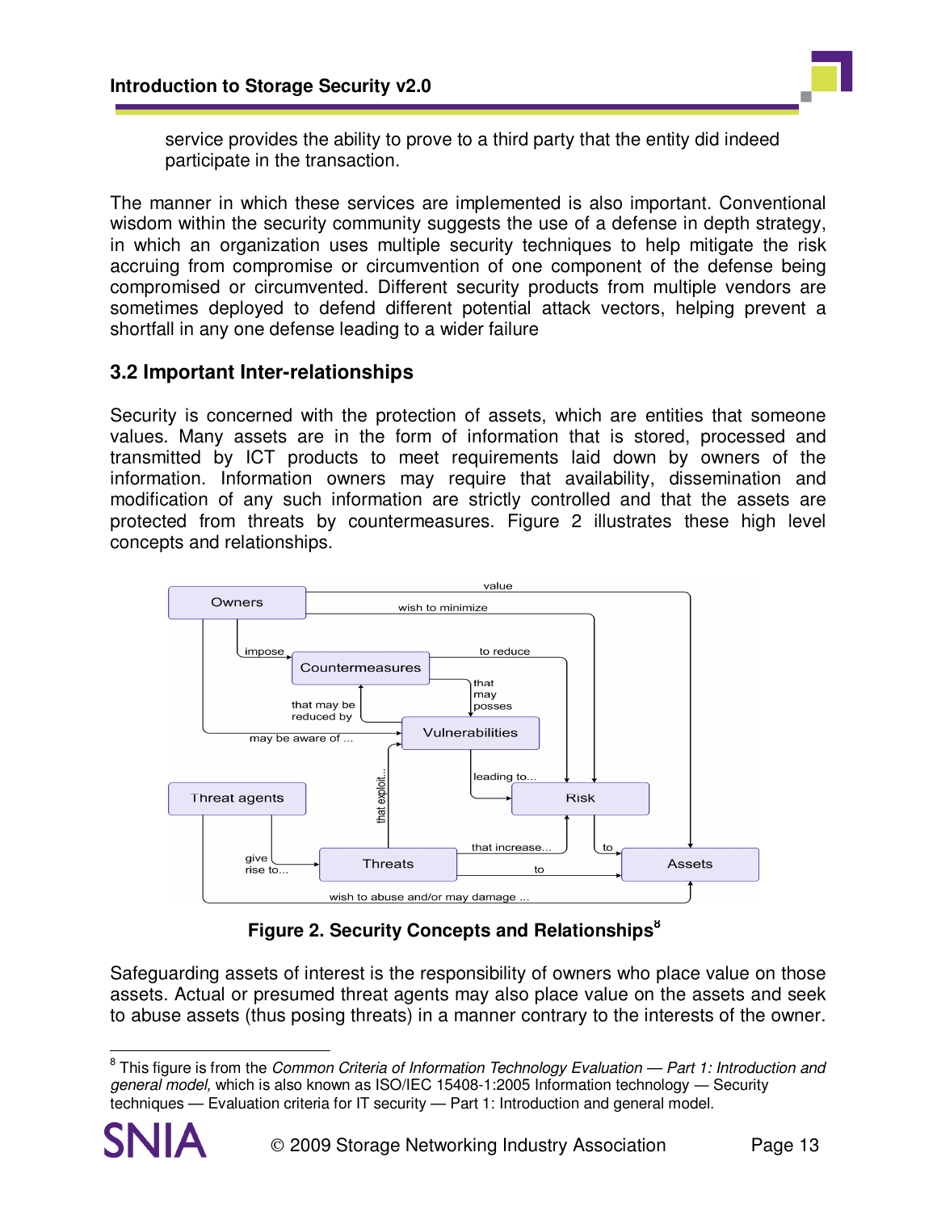service provides the ability to prove to a third party that the entity did indeed participate in the transaction.

The manner in which these services are implemented is also important. Conventional wisdom within the security community suggests the use of a defense in depth strategy, in which an organization uses multiple security techniques to help mitigate the risk accruing from compromise or circumvention of one component of the defense being compromised or circumvented. Different security products from multiple vendors are sometimes deployed to defend different potential attack vectors, helping prevent a shortfall in any one defense leading to a wider failure

## 3.2 Important Inter-relationships

Security is concerned with the protection of assets, which are entities that someone values. Many assets are in the form of information that is stored, processed and transmitted by ICT products to meet requirements laid down by owners of the information. Information owners may require that availability, dissemination and modification of any such information are strictly controlled and that the assets are protected from threats by countermeasures. Figure 2 illustrates these high level concepts and relationships.

**Figure 2. Security Concepts and Relationships**[8]

Safeguarding assets of interest is the responsibility of owners who place value on those assets. Actual or presumed threat agents may also place value on the assets and seek to abuse assets (thus posing threats) in a manner contrary to the interests of the owner.

---

[8] This figure is from the *Common Criteria of Information Technology Evaluation — Part 1: Introduction and general model,* which is also known as ISO/IEC 15408-1:2005 Information technology — Security techniques — Evaluation criteria for IT security — Part 1: Introduction and general model.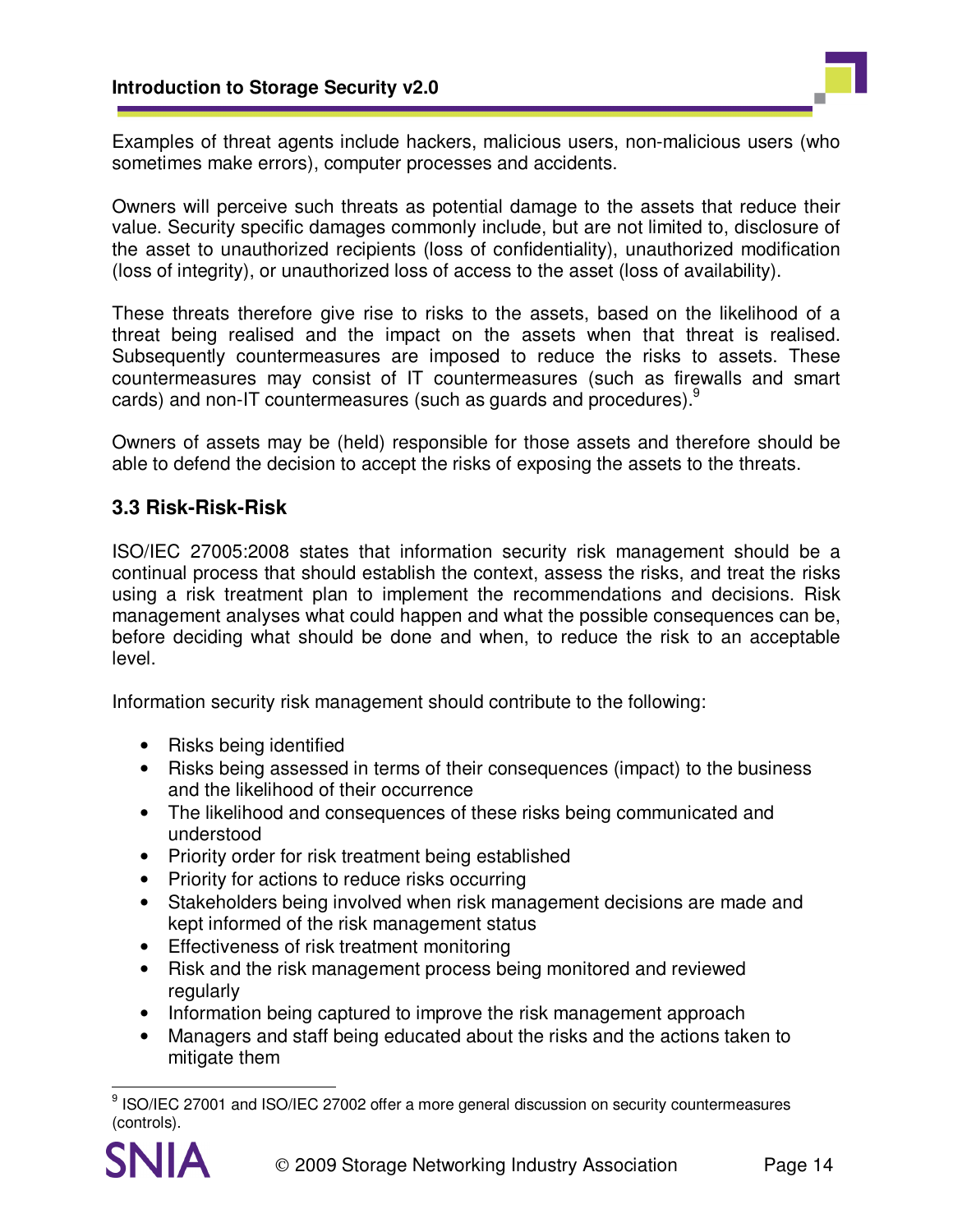Examples of threat agents include hackers, malicious users, non-malicious users (who sometimes make errors), computer processes and accidents.

Owners will perceive such threats as potential damage to the assets that reduce their value. Security specific damages commonly include, but are not limited to, disclosure of the asset to unauthorized recipients (loss of confidentiality), unauthorized modification (loss of integrity), or unauthorized loss of access to the asset (loss of availability).

These threats therefore give rise to risks to the assets, based on the likelihood of a threat being realised and the impact on the assets when that threat is realised. Subsequently countermeasures are imposed to reduce the risks to assets. These countermeasures may consist of IT countermeasures (such as firewalls and smart cards) and non-IT countermeasures (such as guards and procedures).[9]

Owners of assets may be (held) responsible for those assets and therefore should be able to defend the decision to accept the risks of exposing the assets to the threats.

### 3.3 Risk-Risk-Risk

ISO/IEC 27005:2008 states that information security risk management should be a continual process that should establish the context, assess the risks, and treat the risks using a risk treatment plan to implement the recommendations and decisions. Risk management analyses what could happen and what the possible consequences can be, before deciding what should be done and when, to reduce the risk to an acceptable level.

Information security risk management should contribute to the following:

- Risks being identified
- Risks being assessed in terms of their consequences (impact) to the business and the likelihood of their occurrence
- The likelihood and consequences of these risks being communicated and understood
- Priority order for risk treatment being established
- Priority for actions to reduce risks occurring
- Stakeholders being involved when risk management decisions are made and kept informed of the risk management status
- Effectiveness of risk treatment monitoring
- Risk and the risk management process being monitored and reviewed regularly
- Information being captured to improve the risk management approach
- Managers and staff being educated about the risks and the actions taken to mitigate them

[9] ISO/IEC 27001 and ISO/IEC 27002 offer a more general discussion on security countermeasures (controls).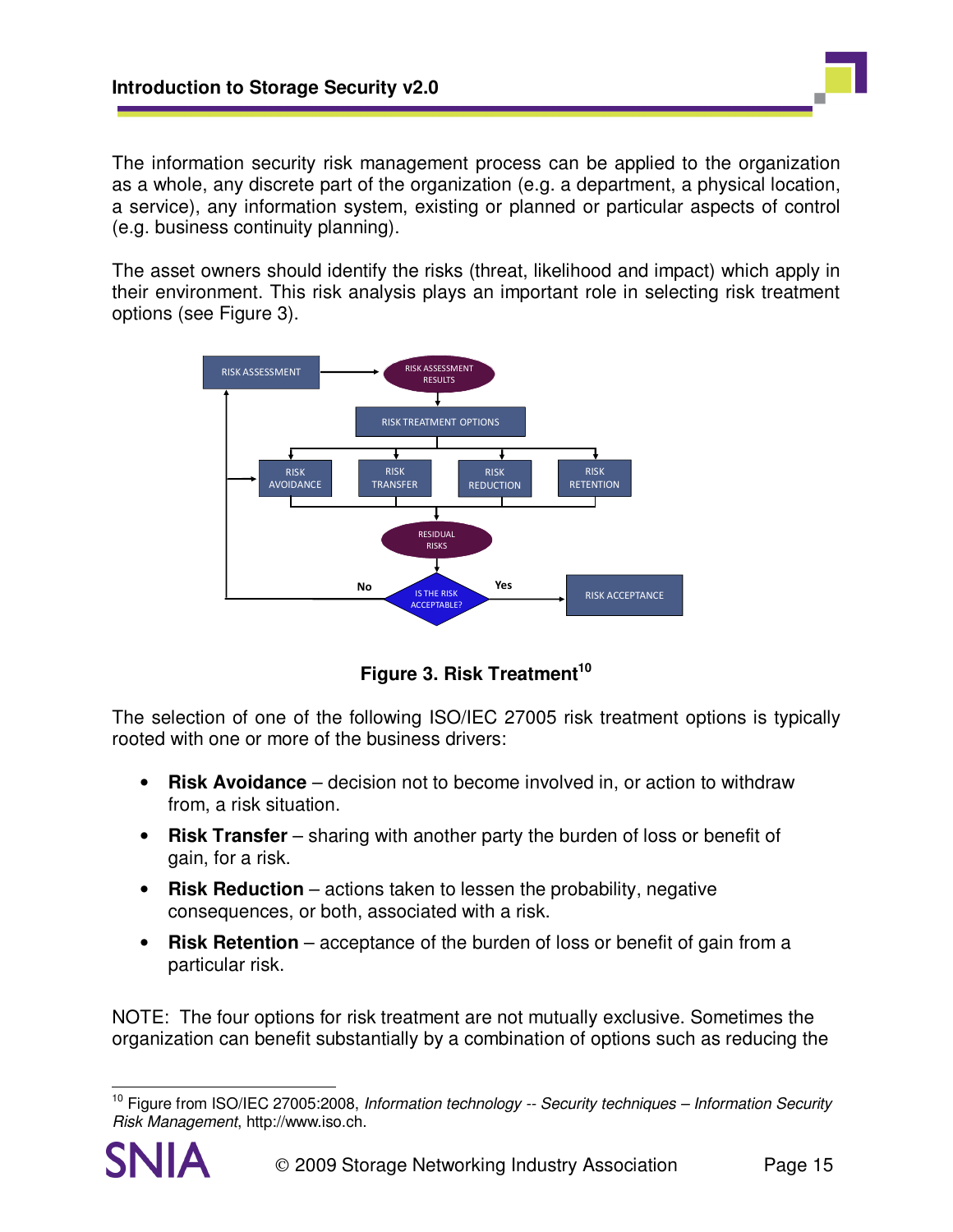The information security risk management process can be applied to the organization as a whole, any discrete part of the organization (e.g. a department, a physical location, a service), any information system, existing or planned or particular aspects of control (e.g. business continuity planning).

The asset owners should identify the risks (threat, likelihood and impact) which apply in their environment. This risk analysis plays an important role in selecting risk treatment options (see Figure 3).

**Figure 3. Risk Treatment[10]**

The selection of one of the following ISO/IEC 27005 risk treatment options is typically rooted with one or more of the business drivers:

- **Risk Avoidance** – decision not to become involved in, or action to withdraw from, a risk situation.
- **Risk Transfer** – sharing with another party the burden of loss or benefit of gain, for a risk.
- **Risk Reduction** – actions taken to lessen the probability, negative consequences, or both, associated with a risk.
- **Risk Retention** – acceptance of the burden of loss or benefit of gain from a particular risk.

NOTE: The four options for risk treatment are not mutually exclusive. Sometimes the organization can benefit substantially by a combination of options such as reducing the

[10] Figure from ISO/IEC 27005:2008, *Information technology -- Security techniques – Information Security Risk Management*, http://www.iso.ch.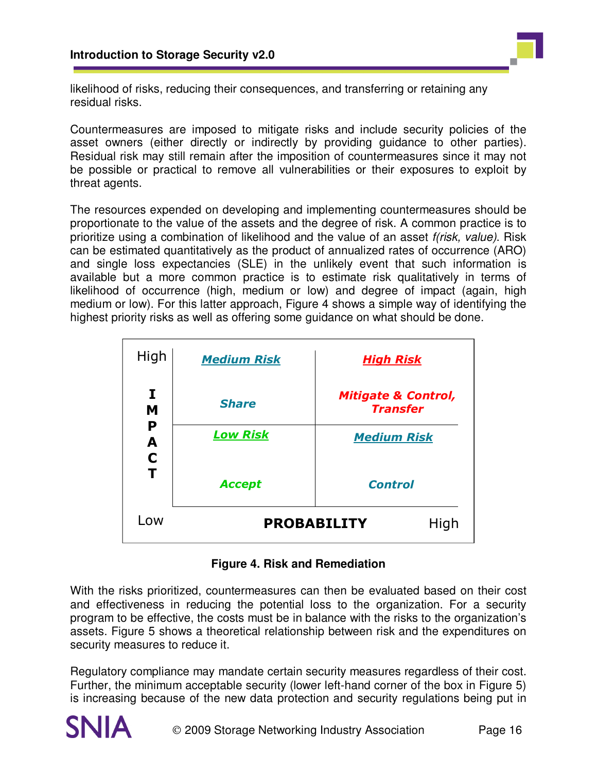likelihood of risks, reducing their consequences, and transferring or retaining any residual risks.

Countermeasures are imposed to mitigate risks and include security policies of the asset owners (either directly or indirectly by providing guidance to other parties). Residual risk may still remain after the imposition of countermeasures since it may not be possible or practical to remove all vulnerabilities or their exposures to exploit by threat agents.

The resources expended on developing and implementing countermeasures should be proportionate to the value of the assets and the degree of risk. A common practice is to prioritize using a combination of likelihood and the value of an asset *f(risk, value)*. Risk can be estimated quantitatively as the product of annualized rates of occurrence (ARO) and single loss expectancies (SLE) in the unlikely event that such information is available but a more common practice is to estimate risk qualitatively in terms of likelihood of occurrence (high, medium or low) and degree of impact (again, high medium or low). For this latter approach, Figure 4 shows a simple way of identifying the highest priority risks as well as offering some guidance on what should be done.

| IMPACT / PROBABILITY | Low Probability | High Probability |
| --- | --- | --- |
| High Impact | **Medium Risk** – Share | **High Risk** – Mitigate & Control, Transfer |
| Low Impact | **Low Risk** – Accept | **Medium Risk** – Control |

**Figure 4. Risk and Remediation**

With the risks prioritized, countermeasures can then be evaluated based on their cost and effectiveness in reducing the potential loss to the organization. For a security program to be effective, the costs must be in balance with the risks to the organization's assets. Figure 5 shows a theoretical relationship between risk and the expenditures on security measures to reduce it.

Regulatory compliance may mandate certain security measures regardless of their cost. Further, the minimum acceptable security (lower left-hand corner of the box in Figure 5) is increasing because of the new data protection and security regulations being put in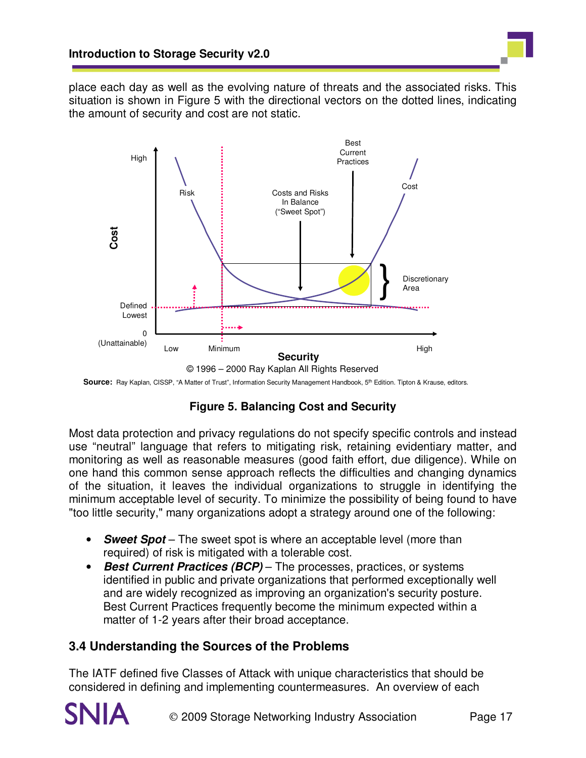place each day as well as the evolving nature of threats and the associated risks. This situation is shown in Figure 5 with the directional vectors on the dotted lines, indicating the amount of security and cost are not static.

**Figure 5. Balancing Cost and Security**

Most data protection and privacy regulations do not specify specific controls and instead use "neutral" language that refers to mitigating risk, retaining evidentiary matter, and monitoring as well as reasonable measures (good faith effort, due diligence). While on one hand this common sense approach reflects the difficulties and changing dynamics of the situation, it leaves the individual organizations to struggle in identifying the minimum acceptable level of security. To minimize the possibility of being found to have "too little security," many organizations adopt a strategy around one of the following:

- ***Sweet Spot*** – The sweet spot is where an acceptable level (more than required) of risk is mitigated with a tolerable cost.
- ***Best Current Practices (BCP)*** – The processes, practices, or systems identified in public and private organizations that performed exceptionally well and are widely recognized as improving an organization's security posture. Best Current Practices frequently become the minimum expected within a matter of 1-2 years after their broad acceptance.

## 3.4 Understanding the Sources of the Problems

The IATF defined five Classes of Attack with unique characteristics that should be considered in defining and implementing countermeasures. An overview of each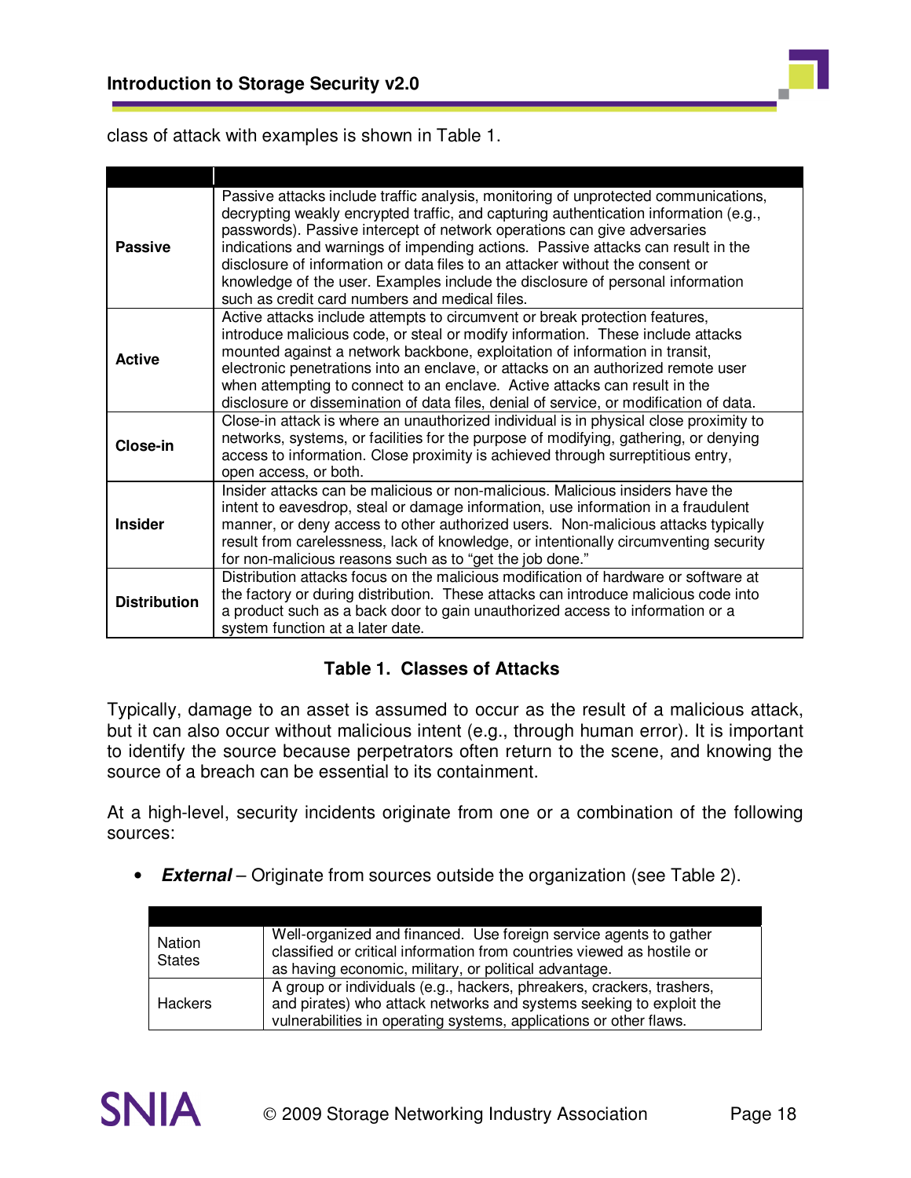class of attack with examples is shown in Table 1.

| | |
|---|---|
| **Passive** | Passive attacks include traffic analysis, monitoring of unprotected communications, decrypting weakly encrypted traffic, and capturing authentication information (e.g., passwords). Passive intercept of network operations can give adversaries indications and warnings of impending actions. Passive attacks can result in the disclosure of information or data files to an attacker without the consent or knowledge of the user. Examples include the disclosure of personal information such as credit card numbers and medical files. |
| **Active** | Active attacks include attempts to circumvent or break protection features, introduce malicious code, or steal or modify information. These include attacks mounted against a network backbone, exploitation of information in transit, electronic penetrations into an enclave, or attacks on an authorized remote user when attempting to connect to an enclave. Active attacks can result in the disclosure or dissemination of data files, denial of service, or modification of data. |
| **Close-in** | Close-in attack is where an unauthorized individual is in physical close proximity to networks, systems, or facilities for the purpose of modifying, gathering, or denying access to information. Close proximity is achieved through surreptitious entry, open access, or both. |
| **Insider** | Insider attacks can be malicious or non-malicious. Malicious insiders have the intent to eavesdrop, steal or damage information, use information in a fraudulent manner, or deny access to other authorized users. Non-malicious attacks typically result from carelessness, lack of knowledge, or intentionally circumventing security for non-malicious reasons such as to "get the job done." |
| **Distribution** | Distribution attacks focus on the malicious modification of hardware or software at the factory or during distribution. These attacks can introduce malicious code into a product such as a back door to gain unauthorized access to information or a system function at a later date. |

**Table 1. Classes of Attacks**

Typically, damage to an asset is assumed to occur as the result of a malicious attack, but it can also occur without malicious intent (e.g., through human error). It is important to identify the source because perpetrators often return to the scene, and knowing the source of a breach can be essential to its containment.

At a high-level, security incidents originate from one or a combination of the following sources:

- ***External*** – Originate from sources outside the organization (see Table 2).

| | |
|---|---|
| Nation States | Well-organized and financed. Use foreign service agents to gather classified or critical information from countries viewed as hostile or as having economic, military, or political advantage. |
| Hackers | A group or individuals (e.g., hackers, phreakers, crackers, trashers, and pirates) who attack networks and systems seeking to exploit the vulnerabilities in operating systems, applications or other flaws. |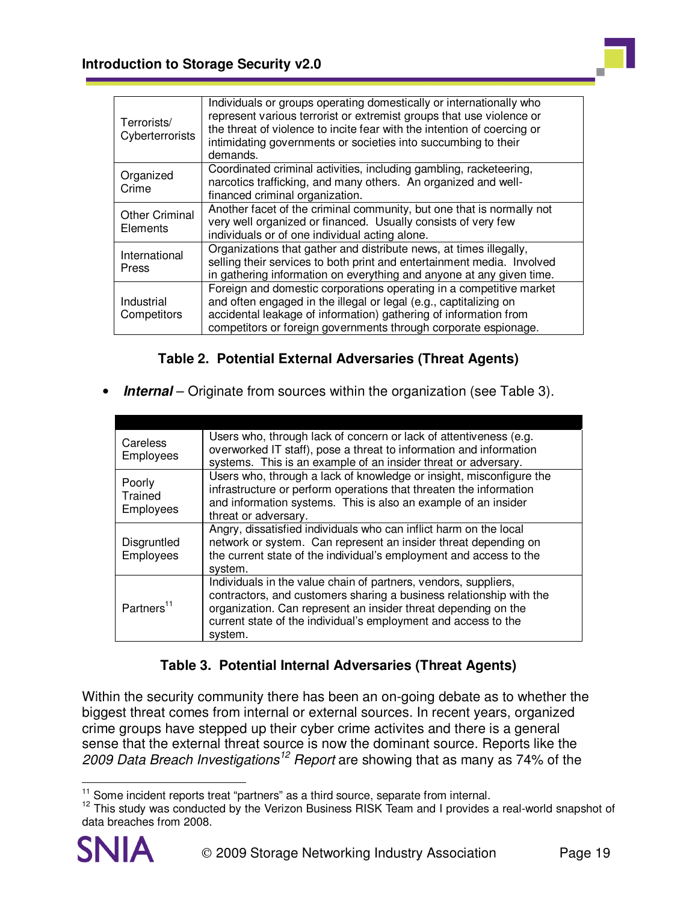| | |
|---|---|
| Terrorists/ Cyberterrorists | Individuals or groups operating domestically or internationally who represent various terrorist or extremist groups that use violence or the threat of violence to incite fear with the intention of coercing or intimidating governments or societies into succumbing to their demands. |
| Organized Crime | Coordinated criminal activities, including gambling, racketeering, narcotics trafficking, and many others. An organized and well-financed criminal organization. |
| Other Criminal Elements | Another facet of the criminal community, but one that is normally not very well organized or financed. Usually consists of very few individuals or of one individual acting alone. |
| International Press | Organizations that gather and distribute news, at times illegally, selling their services to both print and entertainment media. Involved in gathering information on everything and anyone at any given time. |
| Industrial Competitors | Foreign and domestic corporations operating in a competitive market and often engaged in the illegal or legal (e.g., captitalizing on accidental leakage of information) gathering of information from competitors or foreign governments through corporate espionage. |

**Table 2. Potential External Adversaries (Threat Agents)**

- ***Internal*** – Originate from sources within the organization (see Table 3).

| | |
|---|---|
| Careless Employees | Users who, through lack of concern or lack of attentiveness (e.g. overworked IT staff), pose a threat to information and information systems. This is an example of an insider threat or adversary. |
| Poorly Trained Employees | Users who, through a lack of knowledge or insight, misconfigure the infrastructure or perform operations that threaten the information and information systems. This is also an example of an insider threat or adversary. |
| Disgruntled Employees | Angry, dissatisfied individuals who can inflict harm on the local network or system. Can represent an insider threat depending on the current state of the individual's employment and access to the system. |
| Partners[11] | Individuals in the value chain of partners, vendors, suppliers, contractors, and customers sharing a business relationship with the organization. Can represent an insider threat depending on the current state of the individual's employment and access to the system. |

**Table 3. Potential Internal Adversaries (Threat Agents)**

Within the security community there has been an on-going debate as to whether the biggest threat comes from internal or external sources. In recent years, organized crime groups have stepped up their cyber crime activites and there is a general sense that the external threat source is now the dominant source. Reports like the *2009 Data Breach Investigations*[12] *Report* are showing that as many as 74% of the

[11] Some incident reports treat "partners" as a third source, separate from internal.

[12] This study was conducted by the Verizon Business RISK Team and I provides a real-world snapshot of data breaches from 2008.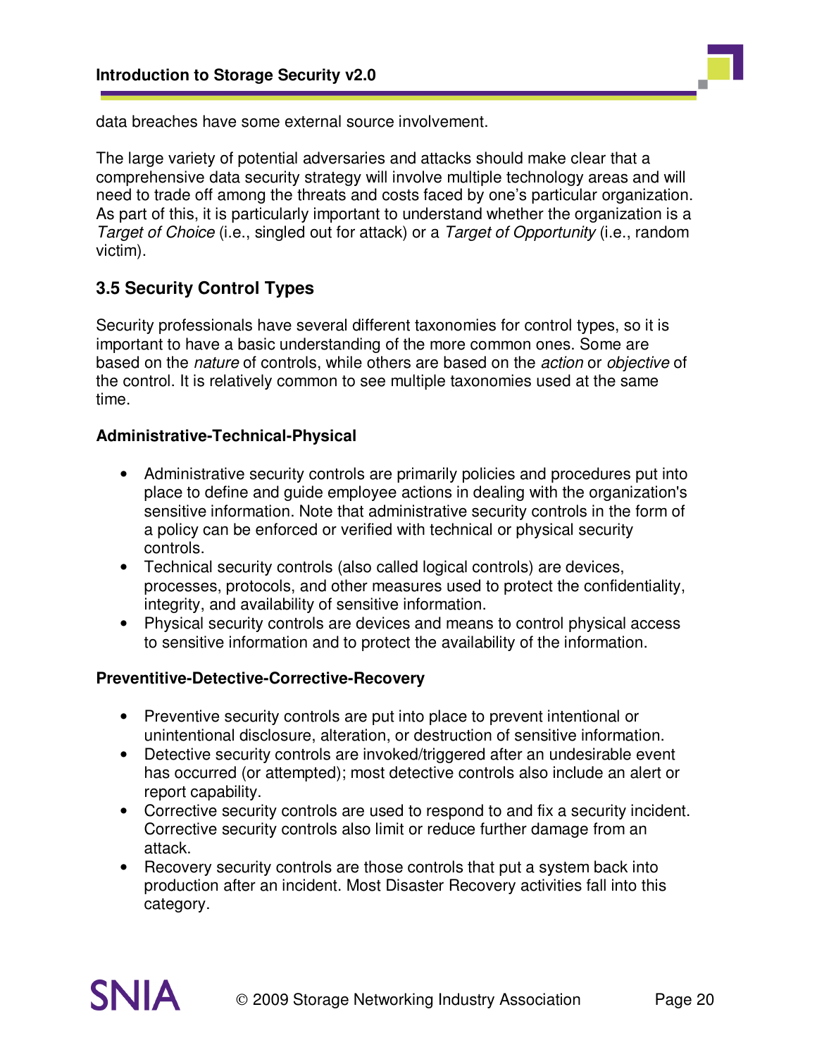data breaches have some external source involvement.

The large variety of potential adversaries and attacks should make clear that a comprehensive data security strategy will involve multiple technology areas and will need to trade off among the threats and costs faced by one's particular organization. As part of this, it is particularly important to understand whether the organization is a *Target of Choice* (i.e., singled out for attack) or a *Target of Opportunity* (i.e., random victim).

## 3.5 Security Control Types

Security professionals have several different taxonomies for control types, so it is important to have a basic understanding of the more common ones. Some are based on the *nature* of controls, while others are based on the *action* or *objective* of the control. It is relatively common to see multiple taxonomies used at the same time.

**Administrative-Technical-Physical**

- Administrative security controls are primarily policies and procedures put into place to define and guide employee actions in dealing with the organization's sensitive information. Note that administrative security controls in the form of a policy can be enforced or verified with technical or physical security controls.
- Technical security controls (also called logical controls) are devices, processes, protocols, and other measures used to protect the confidentiality, integrity, and availability of sensitive information.
- Physical security controls are devices and means to control physical access to sensitive information and to protect the availability of the information.

**Preventitive-Detective-Corrective-Recovery**

- Preventive security controls are put into place to prevent intentional or unintentional disclosure, alteration, or destruction of sensitive information.
- Detective security controls are invoked/triggered after an undesirable event has occurred (or attempted); most detective controls also include an alert or report capability.
- Corrective security controls are used to respond to and fix a security incident. Corrective security controls also limit or reduce further damage from an attack.
- Recovery security controls are those controls that put a system back into production after an incident. Most Disaster Recovery activities fall into this category.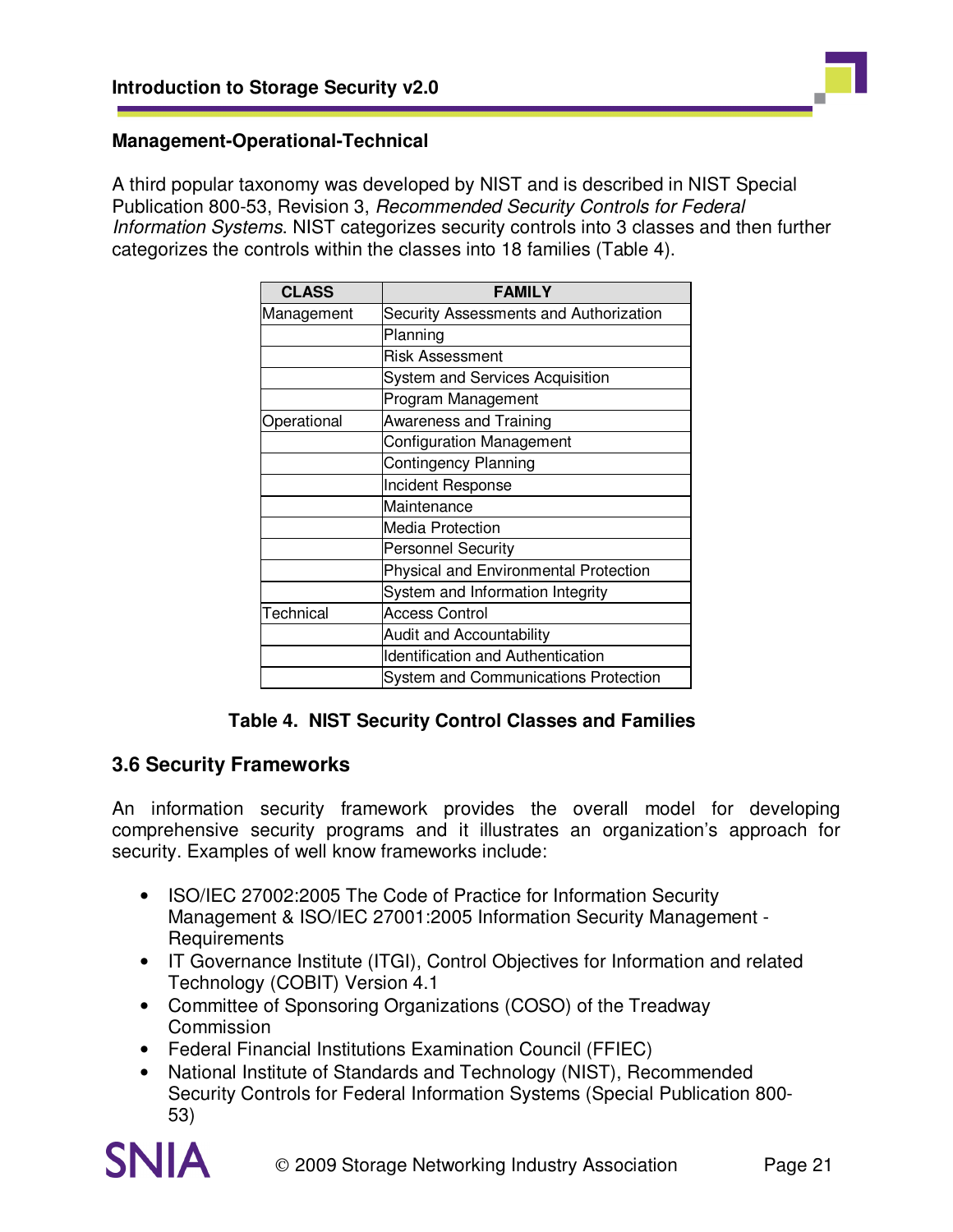### Management-Operational-Technical

A third popular taxonomy was developed by NIST and is described in NIST Special Publication 800-53, Revision 3, *Recommended Security Controls for Federal Information Systems*. NIST categorizes security controls into 3 classes and then further categorizes the controls within the classes into 18 families (Table 4).

| CLASS | FAMILY |
|---|---|
| Management | Security Assessments and Authorization |
| | Planning |
| | Risk Assessment |
| | System and Services Acquisition |
| | Program Management |
| Operational | Awareness and Training |
| | Configuration Management |
| | Contingency Planning |
| | Incident Response |
| | Maintenance |
| | Media Protection |
| | Personnel Security |
| | Physical and Environmental Protection |
| | System and Information Integrity |
| Technical | Access Control |
| | Audit and Accountability |
| | Identification and Authentication |
| | System and Communications Protection |

**Table 4. NIST Security Control Classes and Families**

## 3.6 Security Frameworks

An information security framework provides the overall model for developing comprehensive security programs and it illustrates an organization's approach for security. Examples of well know frameworks include:

- ISO/IEC 27002:2005 The Code of Practice for Information Security Management & ISO/IEC 27001:2005 Information Security Management - Requirements
- IT Governance Institute (ITGI), Control Objectives for Information and related Technology (COBIT) Version 4.1
- Committee of Sponsoring Organizations (COSO) of the Treadway Commission
- Federal Financial Institutions Examination Council (FFIEC)
- National Institute of Standards and Technology (NIST), Recommended Security Controls for Federal Information Systems (Special Publication 800-53)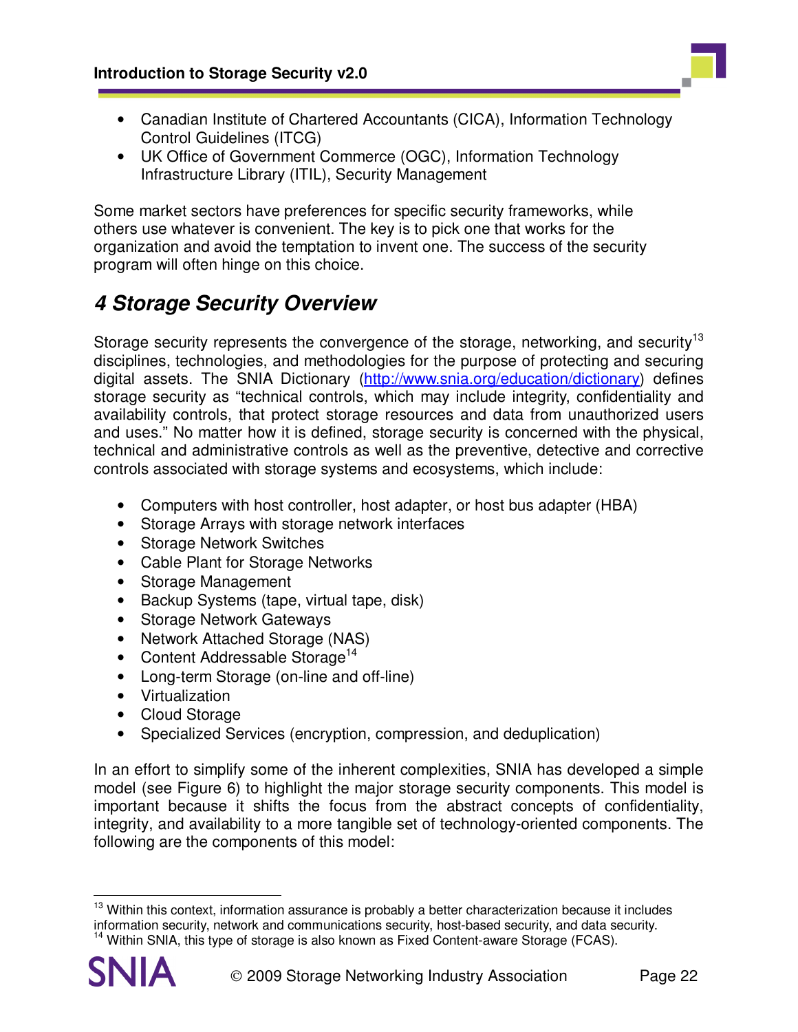- Canadian Institute of Chartered Accountants (CICA), Information Technology Control Guidelines (ITCG)
- UK Office of Government Commerce (OGC), Information Technology Infrastructure Library (ITIL), Security Management

Some market sectors have preferences for specific security frameworks, while others use whatever is convenient. The key is to pick one that works for the organization and avoid the temptation to invent one. The success of the security program will often hinge on this choice.

# 4 Storage Security Overview

Storage security represents the convergence of the storage, networking, and security[13] disciplines, technologies, and methodologies for the purpose of protecting and securing digital assets. The SNIA Dictionary (http://www.snia.org/education/dictionary) defines storage security as "technical controls, which may include integrity, confidentiality and availability controls, that protect storage resources and data from unauthorized users and uses." No matter how it is defined, storage security is concerned with the physical, technical and administrative controls as well as the preventive, detective and corrective controls associated with storage systems and ecosystems, which include:

- Computers with host controller, host adapter, or host bus adapter (HBA)
- Storage Arrays with storage network interfaces
- Storage Network Switches
- Cable Plant for Storage Networks
- Storage Management
- Backup Systems (tape, virtual tape, disk)
- Storage Network Gateways
- Network Attached Storage (NAS)
- Content Addressable Storage[14]
- Long-term Storage (on-line and off-line)
- Virtualization
- Cloud Storage
- Specialized Services (encryption, compression, and deduplication)

In an effort to simplify some of the inherent complexities, SNIA has developed a simple model (see Figure 6) to highlight the major storage security components. This model is important because it shifts the focus from the abstract concepts of confidentiality, integrity, and availability to a more tangible set of technology-oriented components. The following are the components of this model:

[13] Within this context, information assurance is probably a better characterization because it includes information security, network and communications security, host-based security, and data security.

[14] Within SNIA, this type of storage is also known as Fixed Content-aware Storage (FCAS).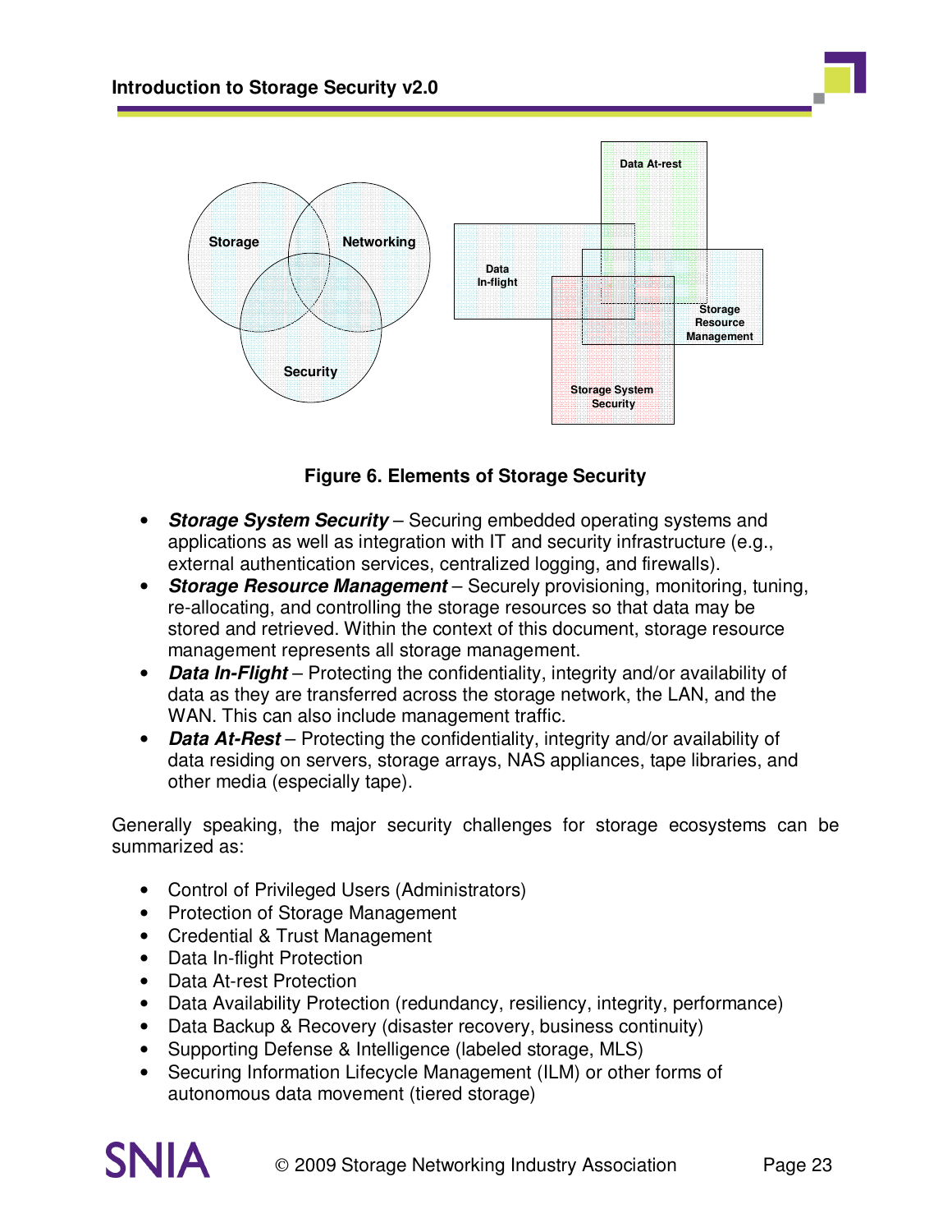**Figure 6. Elements of Storage Security**

- ***Storage System Security*** – Securing embedded operating systems and applications as well as integration with IT and security infrastructure (e.g., external authentication services, centralized logging, and firewalls).
- ***Storage Resource Management*** – Securely provisioning, monitoring, tuning, re-allocating, and controlling the storage resources so that data may be stored and retrieved. Within the context of this document, storage resource management represents all storage management.
- ***Data In-Flight*** – Protecting the confidentiality, integrity and/or availability of data as they are transferred across the storage network, the LAN, and the WAN. This can also include management traffic.
- ***Data At-Rest*** – Protecting the confidentiality, integrity and/or availability of data residing on servers, storage arrays, NAS appliances, tape libraries, and other media (especially tape).

Generally speaking, the major security challenges for storage ecosystems can be summarized as:

- Control of Privileged Users (Administrators)
- Protection of Storage Management
- Credential & Trust Management
- Data In-flight Protection
- Data At-rest Protection
- Data Availability Protection (redundancy, resiliency, integrity, performance)
- Data Backup & Recovery (disaster recovery, business continuity)
- Supporting Defense & Intelligence (labeled storage, MLS)
- Securing Information Lifecycle Management (ILM) or other forms of autonomous data movement (tiered storage)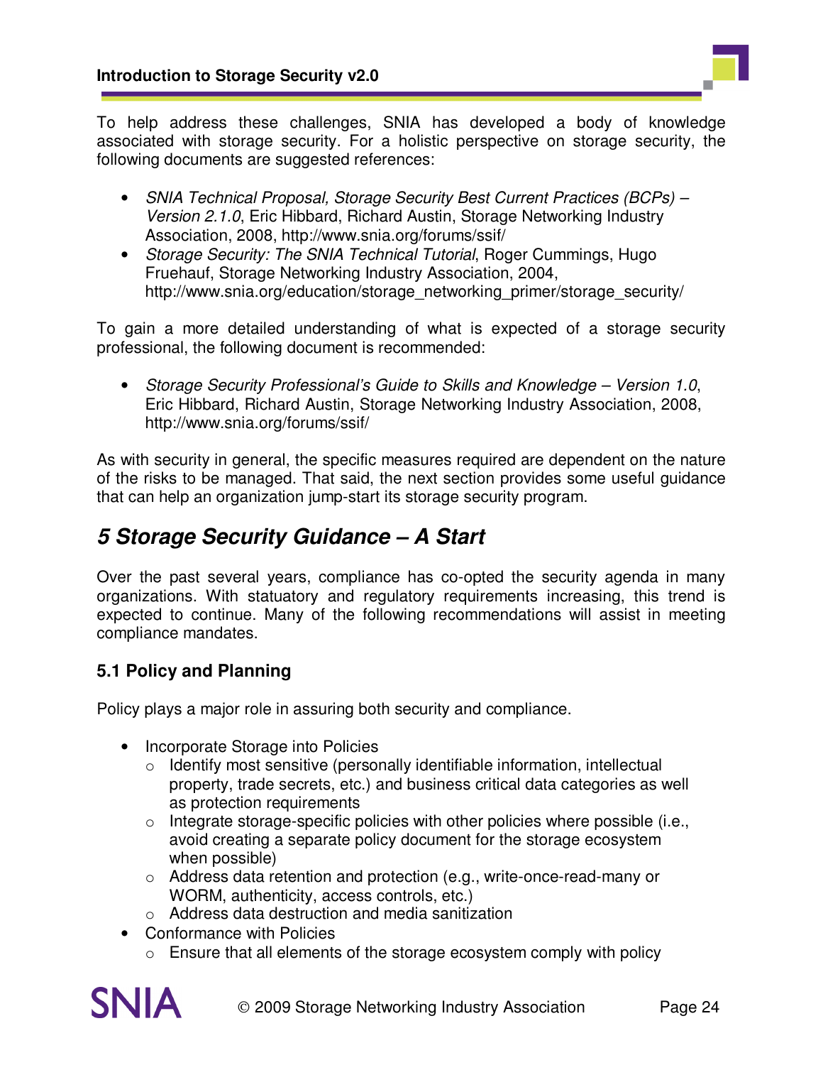To help address these challenges, SNIA has developed a body of knowledge associated with storage security. For a holistic perspective on storage security, the following documents are suggested references:

- *SNIA Technical Proposal, Storage Security Best Current Practices (BCPs) – Version 2.1.0*, Eric Hibbard, Richard Austin, Storage Networking Industry Association, 2008, http://www.snia.org/forums/ssif/
- *Storage Security: The SNIA Technical Tutorial*, Roger Cummings, Hugo Fruehauf, Storage Networking Industry Association, 2004, http://www.snia.org/education/storage_networking_primer/storage_security/

To gain a more detailed understanding of what is expected of a storage security professional, the following document is recommended:

- *Storage Security Professional's Guide to Skills and Knowledge – Version 1.0*, Eric Hibbard, Richard Austin, Storage Networking Industry Association, 2008, http://www.snia.org/forums/ssif/

As with security in general, the specific measures required are dependent on the nature of the risks to be managed. That said, the next section provides some useful guidance that can help an organization jump-start its storage security program.

# *5 Storage Security Guidance – A Start*

Over the past several years, compliance has co-opted the security agenda in many organizations. With statutory and regulatory requirements increasing, this trend is expected to continue. Many of the following recommendations will assist in meeting compliance mandates.

## 5.1 Policy and Planning

Policy plays a major role in assuring both security and compliance.

- Incorporate Storage into Policies
  - Identify most sensitive (personally identifiable information, intellectual property, trade secrets, etc.) and business critical data categories as well as protection requirements
  - Integrate storage-specific policies with other policies where possible (i.e., avoid creating a separate policy document for the storage ecosystem when possible)
  - Address data retention and protection (e.g., write-once-read-many or WORM, authenticity, access controls, etc.)
  - Address data destruction and media sanitization
- Conformance with Policies
  - Ensure that all elements of the storage ecosystem comply with policy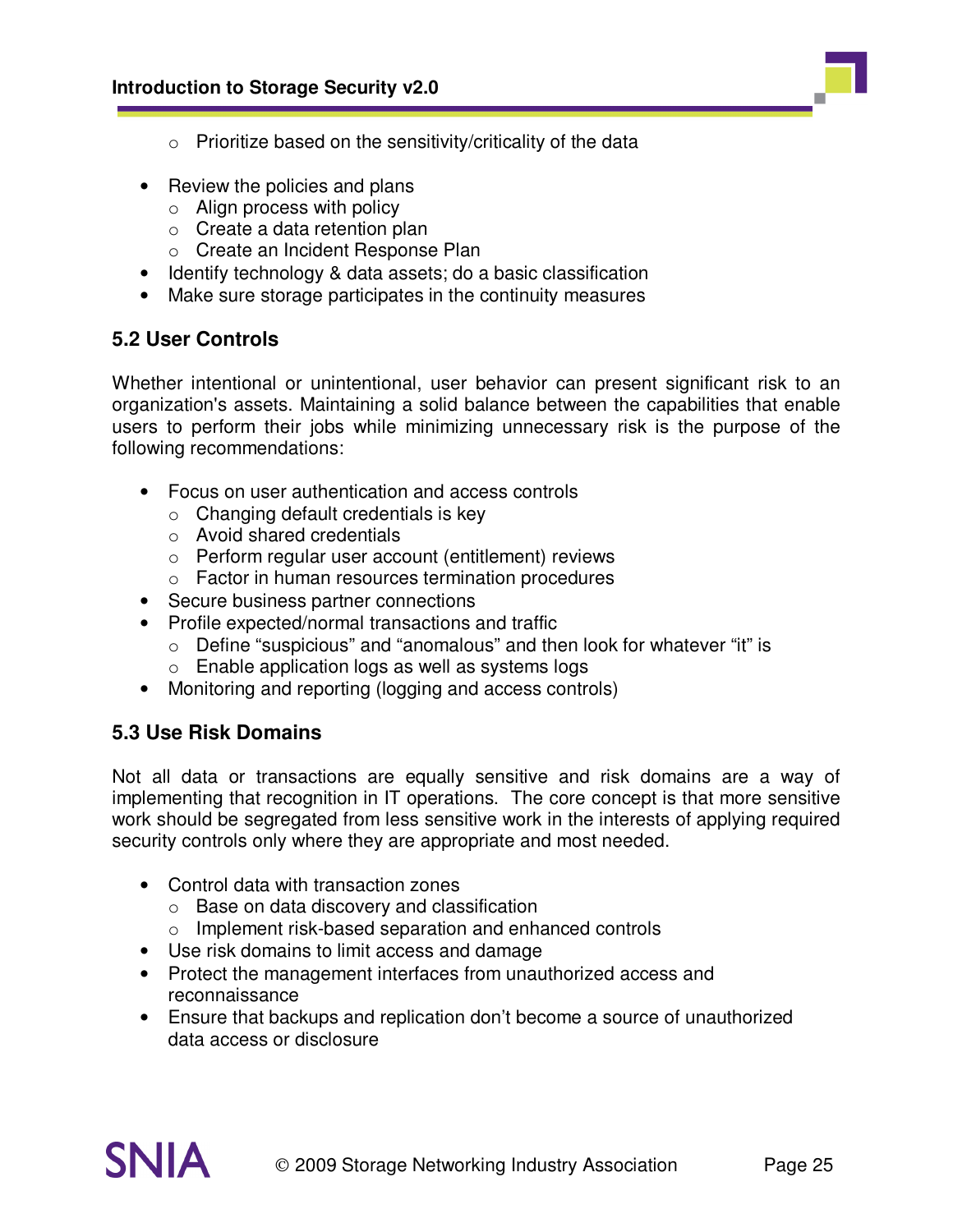- Prioritize based on the sensitivity/criticality of the data

- Review the policies and plans
  - Align process with policy
  - Create a data retention plan
  - Create an Incident Response Plan
- Identify technology & data assets; do a basic classification
- Make sure storage participates in the continuity measures

## 5.2 User Controls

Whether intentional or unintentional, user behavior can present significant risk to an organization's assets. Maintaining a solid balance between the capabilities that enable users to perform their jobs while minimizing unnecessary risk is the purpose of the following recommendations:

- Focus on user authentication and access controls
  - Changing default credentials is key
  - Avoid shared credentials
  - Perform regular user account (entitlement) reviews
  - Factor in human resources termination procedures
- Secure business partner connections
- Profile expected/normal transactions and traffic
  - Define "suspicious" and "anomalous" and then look for whatever "it" is
  - Enable application logs as well as systems logs
- Monitoring and reporting (logging and access controls)

## 5.3 Use Risk Domains

Not all data or transactions are equally sensitive and risk domains are a way of implementing that recognition in IT operations. The core concept is that more sensitive work should be segregated from less sensitive work in the interests of applying required security controls only where they are appropriate and most needed.

- Control data with transaction zones
  - Base on data discovery and classification
  - Implement risk-based separation and enhanced controls
- Use risk domains to limit access and damage
- Protect the management interfaces from unauthorized access and reconnaissance
- Ensure that backups and replication don't become a source of unauthorized data access or disclosure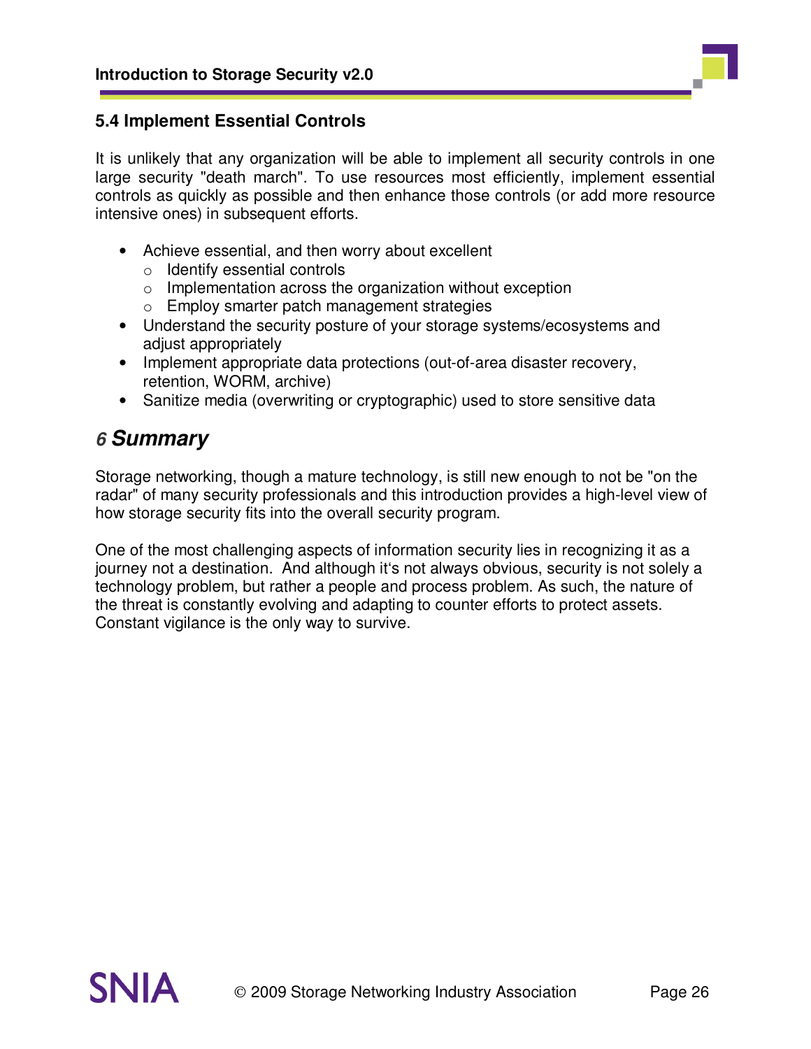### 5.4 Implement Essential Controls

It is unlikely that any organization will be able to implement all security controls in one large security "death march". To use resources most efficiently, implement essential controls as quickly as possible and then enhance those controls (or add more resource intensive ones) in subsequent efforts.

- Achieve essential, and then worry about excellent
  - Identify essential controls
  - Implementation across the organization without exception
  - Employ smarter patch management strategies
- Understand the security posture of your storage systems/ecosystems and adjust appropriately
- Implement appropriate data protections (out-of-area disaster recovery, retention, WORM, archive)
- Sanitize media (overwriting or cryptographic) used to store sensitive data

# 6 Summary

Storage networking, though a mature technology, is still new enough to not be "on the radar" of many security professionals and this introduction provides a high-level view of how storage security fits into the overall security program.

One of the most challenging aspects of information security lies in recognizing it as a journey not a destination. And although it's not always obvious, security is not solely a technology problem, but rather a people and process problem. As such, the nature of the threat is constantly evolving and adapting to counter efforts to protect assets. Constant vigilance is the only way to survive.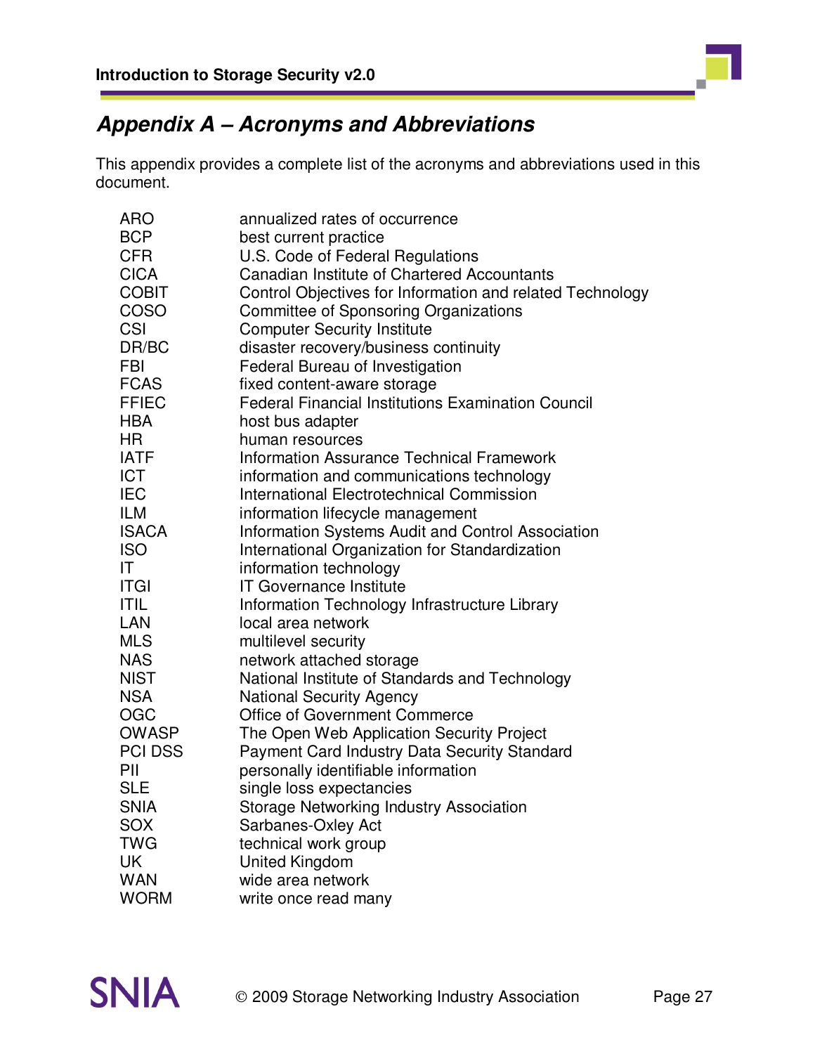## Appendix A – Acronyms and Abbreviations

This appendix provides a complete list of the acronyms and abbreviations used in this document.

| | |
|---|---|
| ARO | annualized rates of occurrence |
| BCP | best current practice |
| CFR | U.S. Code of Federal Regulations |
| CICA | Canadian Institute of Chartered Accountants |
| COBIT | Control Objectives for Information and related Technology |
| COSO | Committee of Sponsoring Organizations |
| CSI | Computer Security Institute |
| DR/BC | disaster recovery/business continuity |
| FBI | Federal Bureau of Investigation |
| FCAS | fixed content-aware storage |
| FFIEC | Federal Financial Institutions Examination Council |
| HBA | host bus adapter |
| HR | human resources |
| IATF | Information Assurance Technical Framework |
| ICT | information and communications technology |
| IEC | International Electrotechnical Commission |
| ILM | information lifecycle management |
| ISACA | Information Systems Audit and Control Association |
| ISO | International Organization for Standardization |
| IT | information technology |
| ITGI | IT Governance Institute |
| ITIL | Information Technology Infrastructure Library |
| LAN | local area network |
| MLS | multilevel security |
| NAS | network attached storage |
| NIST | National Institute of Standards and Technology |
| NSA | National Security Agency |
| OGC | Office of Government Commerce |
| OWASP | The Open Web Application Security Project |
| PCI DSS | Payment Card Industry Data Security Standard |
| PII | personally identifiable information |
| SLE | single loss expectancies |
| SNIA | Storage Networking Industry Association |
| SOX | Sarbanes-Oxley Act |
| TWG | technical work group |
| UK | United Kingdom |
| WAN | wide area network |
| WORM | write once read many |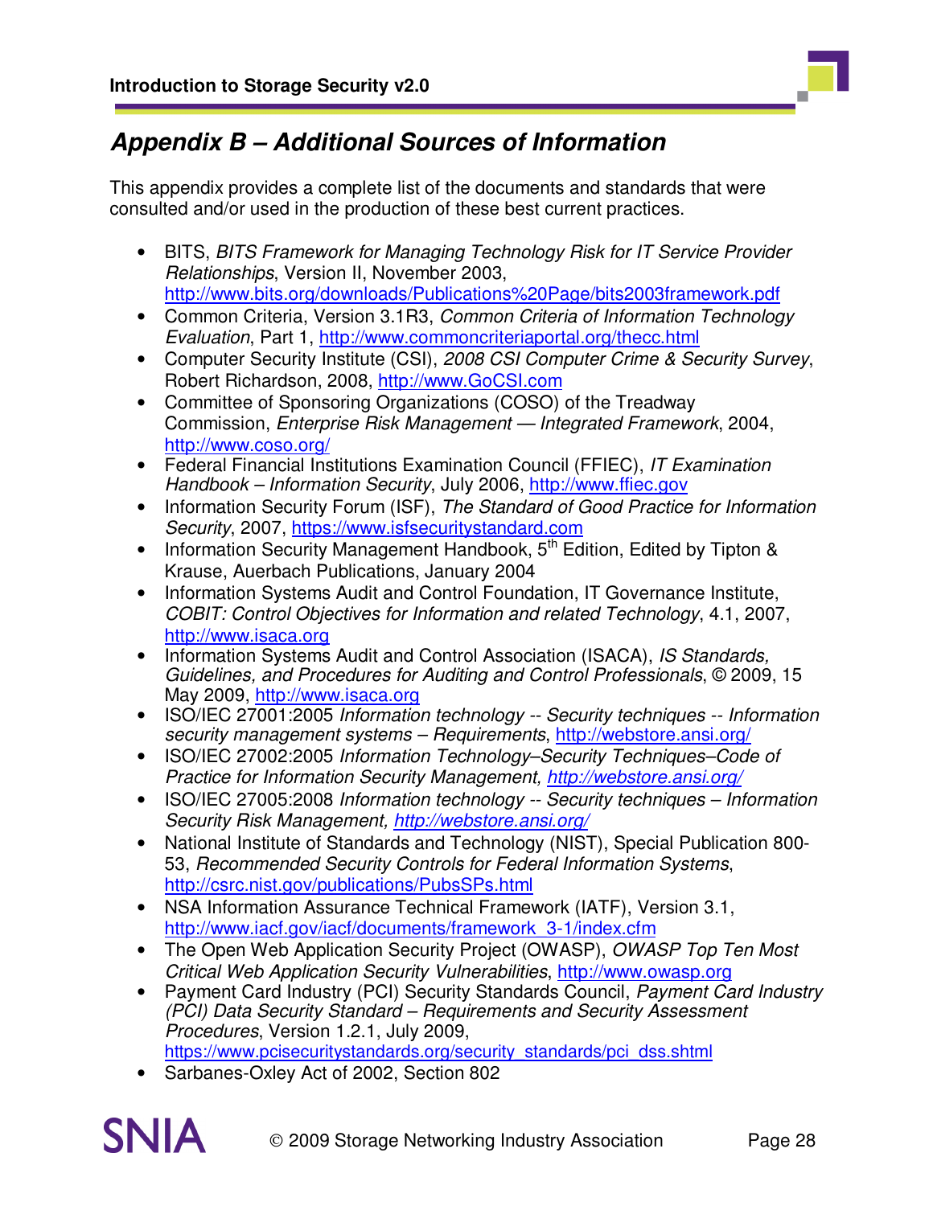# *Appendix B – Additional Sources of Information*

This appendix provides a complete list of the documents and standards that were consulted and/or used in the production of these best current practices.

- BITS, *BITS Framework for Managing Technology Risk for IT Service Provider Relationships*, Version II, November 2003, http://www.bits.org/downloads/Publications%20Page/bits2003framework.pdf
- Common Criteria, Version 3.1R3, *Common Criteria of Information Technology Evaluation*, Part 1, http://www.commoncriteriaportal.org/thecc.html
- Computer Security Institute (CSI), *2008 CSI Computer Crime & Security Survey*, Robert Richardson, 2008, http://www.GoCSI.com
- Committee of Sponsoring Organizations (COSO) of the Treadway Commission, *Enterprise Risk Management — Integrated Framework*, 2004, http://www.coso.org/
- Federal Financial Institutions Examination Council (FFIEC), *IT Examination Handbook – Information Security*, July 2006, http://www.ffiec.gov
- Information Security Forum (ISF), *The Standard of Good Practice for Information Security*, 2007, https://www.isfsecuritystandard.com
- Information Security Management Handbook, 5th Edition, Edited by Tipton & Krause, Auerbach Publications, January 2004
- Information Systems Audit and Control Foundation, IT Governance Institute, *COBIT: Control Objectives for Information and related Technology*, 4.1, 2007, http://www.isaca.org
- Information Systems Audit and Control Association (ISACA), *IS Standards, Guidelines, and Procedures for Auditing and Control Professionals*, © 2009, 15 May 2009, http://www.isaca.org
- ISO/IEC 27001:2005 *Information technology -- Security techniques -- Information security management systems – Requirements*, http://webstore.ansi.org/
- ISO/IEC 27002:2005 *Information Technology–Security Techniques–Code of Practice for Information Security Management, http://webstore.ansi.org/*
- ISO/IEC 27005:2008 *Information technology -- Security techniques – Information Security Risk Management, http://webstore.ansi.org/*
- National Institute of Standards and Technology (NIST), Special Publication 800-53, *Recommended Security Controls for Federal Information Systems*, http://csrc.nist.gov/publications/PubsSPs.html
- NSA Information Assurance Technical Framework (IATF), Version 3.1, http://www.iacf.gov/iacf/documents/framework_3-1/index.cfm
- The Open Web Application Security Project (OWASP), *OWASP Top Ten Most Critical Web Application Security Vulnerabilities*, http://www.owasp.org
- Payment Card Industry (PCI) Security Standards Council, *Payment Card Industry (PCI) Data Security Standard – Requirements and Security Assessment Procedures*, Version 1.2.1, July 2009, https://www.pcisecuritystandards.org/security_standards/pci_dss.shtml
- Sarbanes-Oxley Act of 2002, Section 802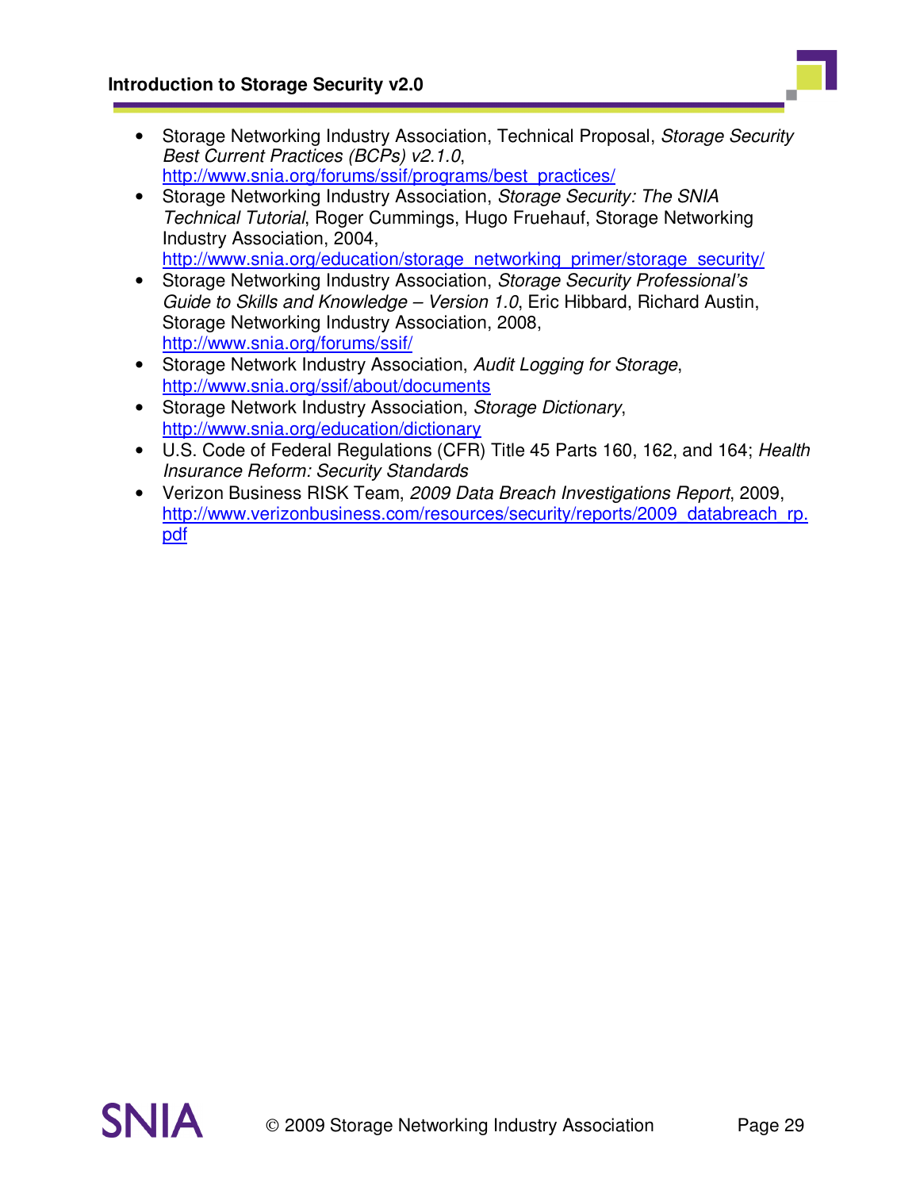- Storage Networking Industry Association, Technical Proposal, *Storage Security Best Current Practices (BCPs) v2.1.0*, http://www.snia.org/forums/ssif/programs/best_practices/
- Storage Networking Industry Association, *Storage Security: The SNIA Technical Tutorial*, Roger Cummings, Hugo Fruehauf, Storage Networking Industry Association, 2004, http://www.snia.org/education/storage_networking_primer/storage_security/
- Storage Networking Industry Association, *Storage Security Professional's Guide to Skills and Knowledge – Version 1.0*, Eric Hibbard, Richard Austin, Storage Networking Industry Association, 2008, http://www.snia.org/forums/ssif/
- Storage Network Industry Association, *Audit Logging for Storage*, http://www.snia.org/ssif/about/documents
- Storage Network Industry Association, *Storage Dictionary*, http://www.snia.org/education/dictionary
- U.S. Code of Federal Regulations (CFR) Title 45 Parts 160, 162, and 164; *Health Insurance Reform: Security Standards*
- Verizon Business RISK Team, *2009 Data Breach Investigations Report*, 2009, http://www.verizonbusiness.com/resources/security/reports/2009_databreach_rp.pdf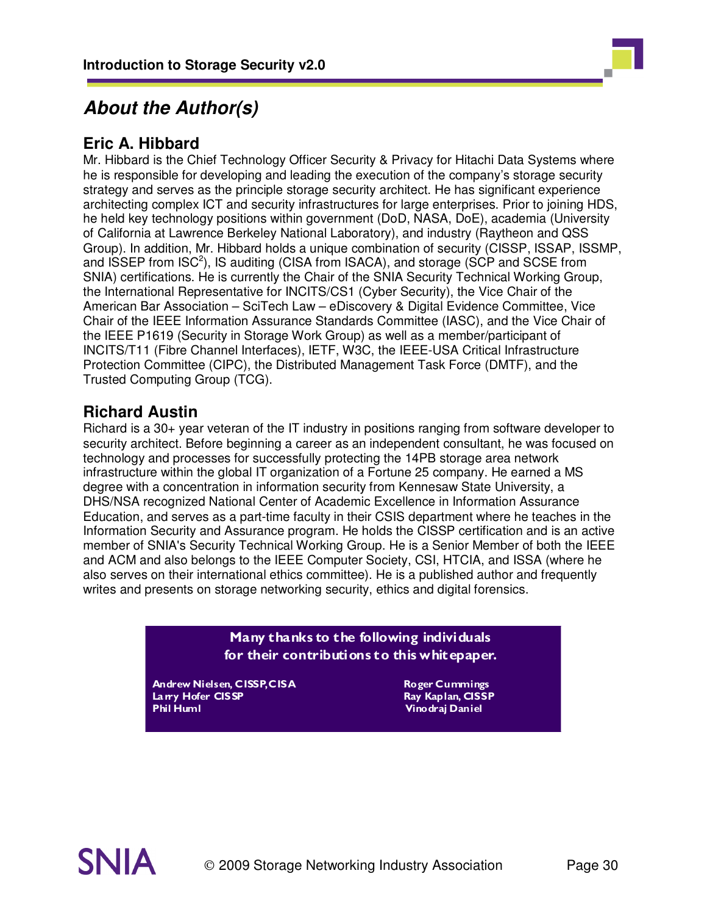## *About the Author(s)*

### Eric A. Hibbard

Mr. Hibbard is the Chief Technology Officer Security & Privacy for Hitachi Data Systems where he is responsible for developing and leading the execution of the company's storage security strategy and serves as the principle storage security architect. He has significant experience architecting complex ICT and security infrastructures for large enterprises. Prior to joining HDS, he held key technology positions within government (DoD, NASA, DoE), academia (University of California at Lawrence Berkeley National Laboratory), and industry (Raytheon and QSS Group). In addition, Mr. Hibbard holds a unique combination of security (CISSP, ISSAP, ISSMP, and ISSEP from ISC$^2$), IS auditing (CISA from ISACA), and storage (SCP and SCSE from SNIA) certifications. He is currently the Chair of the SNIA Security Technical Working Group, the International Representative for INCITS/CS1 (Cyber Security), the Vice Chair of the American Bar Association – SciTech Law – eDiscovery & Digital Evidence Committee, Vice Chair of the IEEE Information Assurance Standards Committee (IASC), and the Vice Chair of the IEEE P1619 (Security in Storage Work Group) as well as a member/participant of INCITS/T11 (Fibre Channel Interfaces), IETF, W3C, the IEEE-USA Critical Infrastructure Protection Committee (CIPC), the Distributed Management Task Force (DMTF), and the Trusted Computing Group (TCG).

### Richard Austin

Richard is a 30+ year veteran of the IT industry in positions ranging from software developer to security architect. Before beginning a career as an independent consultant, he was focused on technology and processes for successfully protecting the 14PB storage area network infrastructure within the global IT organization of a Fortune 25 company. He earned a MS degree with a concentration in information security from Kennesaw State University, a DHS/NSA recognized National Center of Academic Excellence in Information Assurance Education, and serves as a part-time faculty in their CSIS department where he teaches in the Information Security and Assurance program. He holds the CISSP certification and is an active member of SNIA's Security Technical Working Group. He is a Senior Member of both the IEEE and ACM and also belongs to the IEEE Computer Society, CSI, HTCIA, and ISSA (where he also serves on their international ethics committee). He is a published author and frequently writes and presents on storage networking security, ethics and digital forensics.

**Many thanks to the following individuals for their contributions to this whitepaper.**

**Andrew Nielsen, CISSP, CISA**
**Larry Hofer CISSP**
**Phil Huml**
**Roger Cummings**
**Ray Kaplan, CISSP**
**Vinodraj Daniel**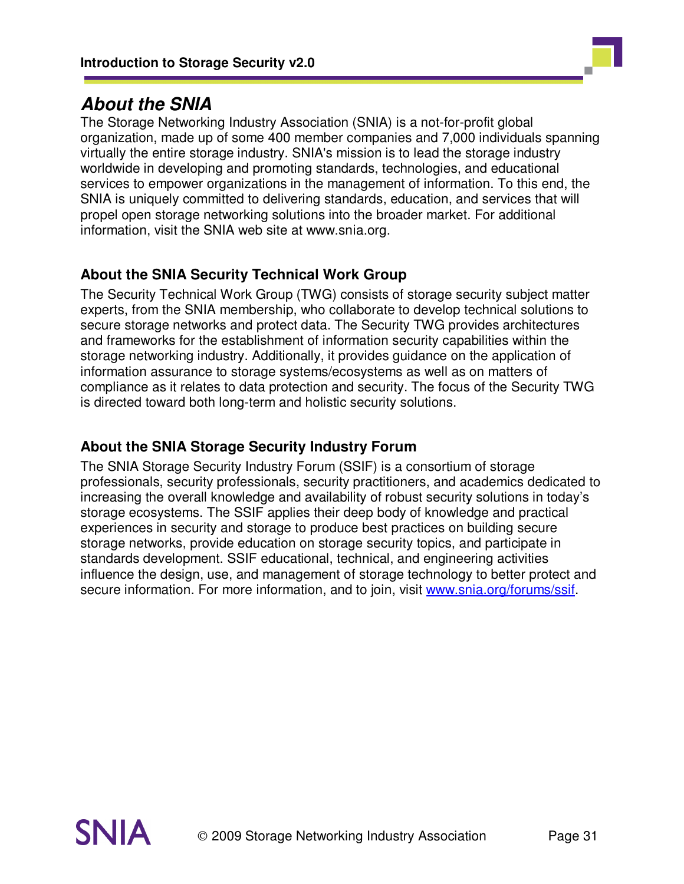## *About the SNIA*

The Storage Networking Industry Association (SNIA) is a not-for-profit global organization, made up of some 400 member companies and 7,000 individuals spanning virtually the entire storage industry. SNIA's mission is to lead the storage industry worldwide in developing and promoting standards, technologies, and educational services to empower organizations in the management of information. To this end, the SNIA is uniquely committed to delivering standards, education, and services that will propel open storage networking solutions into the broader market. For additional information, visit the SNIA web site at www.snia.org.

### About the SNIA Security Technical Work Group

The Security Technical Work Group (TWG) consists of storage security subject matter experts, from the SNIA membership, who collaborate to develop technical solutions to secure storage networks and protect data. The Security TWG provides architectures and frameworks for the establishment of information security capabilities within the storage networking industry. Additionally, it provides guidance on the application of information assurance to storage systems/ecosystems as well as on matters of compliance as it relates to data protection and security. The focus of the Security TWG is directed toward both long-term and holistic security solutions.

### About the SNIA Storage Security Industry Forum

The SNIA Storage Security Industry Forum (SSIF) is a consortium of storage professionals, security professionals, security practitioners, and academics dedicated to increasing the overall knowledge and availability of robust security solutions in today's storage ecosystems. The SSIF applies their deep body of knowledge and practical experiences in security and storage to produce best practices on building secure storage networks, provide education on storage security topics, and participate in standards development. SSIF educational, technical, and engineering activities influence the design, use, and management of storage technology to better protect and secure information. For more information, and to join, visit www.snia.org/forums/ssif.